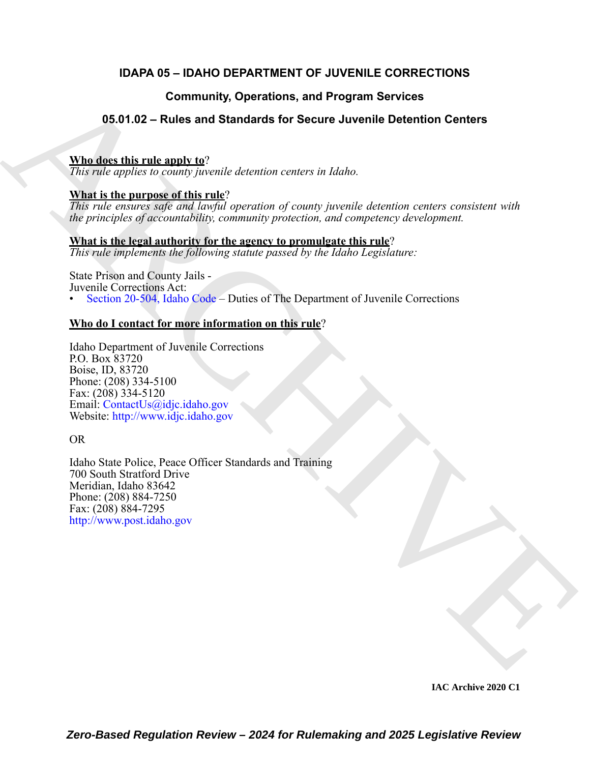# IDAPA 05 – IDAHO DEPARTMENT OF JUVENILE CORRECTIONS

## Community, Operations, and Program Services

## 05.01.02 – Rules and Standards for Secure Juvenile Detention Centers

**Who does this rule apply to**?
*This rule applies to county juvenile detention centers in Idaho.*

**What is the purpose of this rule**?
*This rule ensures safe and lawful operation of county juvenile detention centers consistent with the principles of accountability, community protection, and competency development.*

**What is the legal authority for the agency to promulgate this rule**?
*This rule implements the following statute passed by the Idaho Legislature:*

State Prison and County Jails -
Juvenile Corrections Act:
- Section 20-504, Idaho Code – Duties of The Department of Juvenile Corrections

**Who do I contact for more information on this rule**?

Idaho Department of Juvenile Corrections
P.O. Box 83720
Boise, ID, 83720
Phone: (208) 334-5100
Fax: (208) 334-5120
Email: ContactUs@idjc.idaho.gov
Website: http://www.idjc.idaho.gov

OR

Idaho State Police, Peace Officer Standards and Training
700 South Stratford Drive
Meridian, Idaho 83642
Phone: (208) 884-7250
Fax: (208) 884-7295
http://www.post.idaho.gov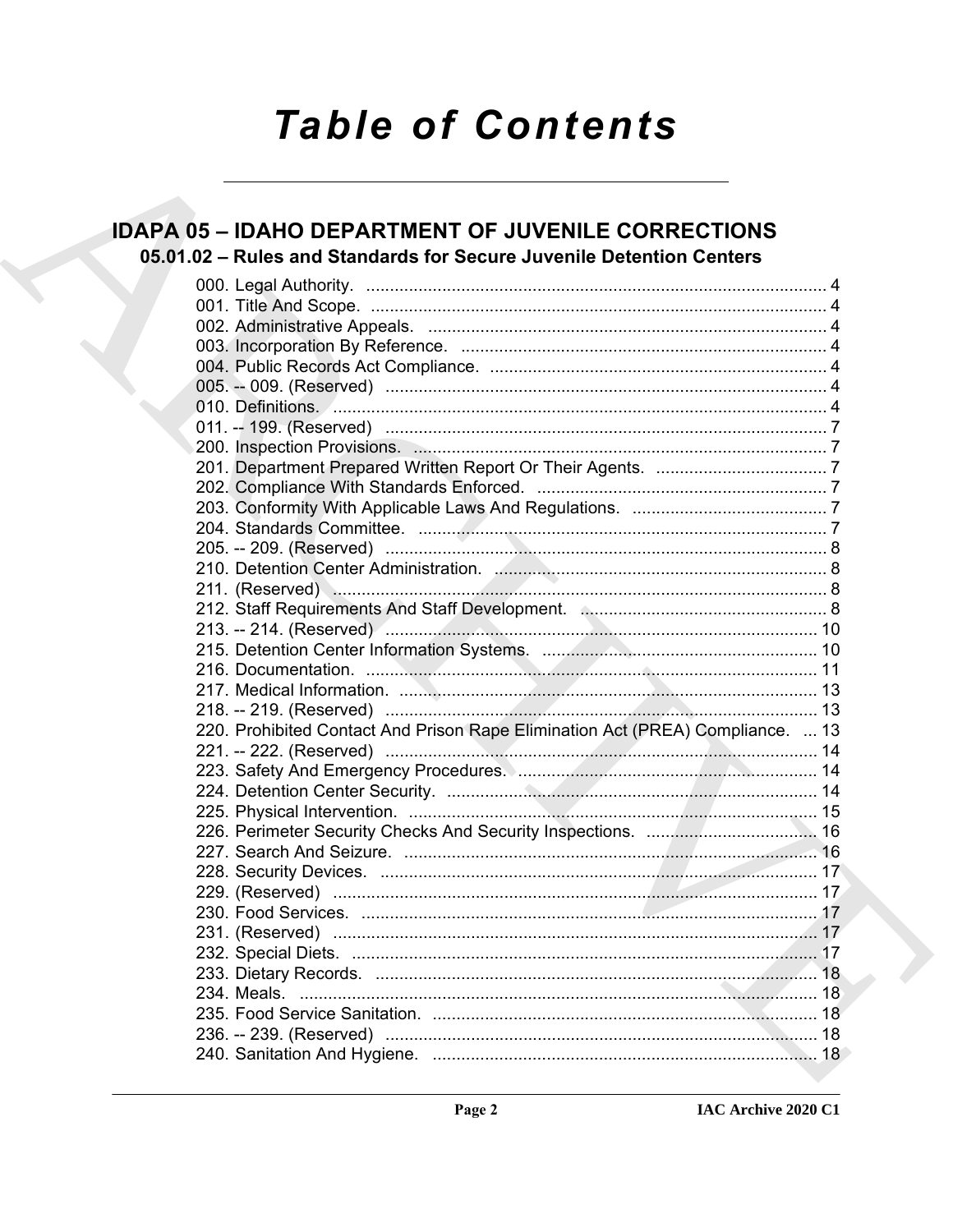# Table of Contents

## IDAPA 05 – IDAHO DEPARTMENT OF JUVENILE CORRECTIONS

### 05.01.02 – Rules and Standards for Secure Juvenile Detention Centers

000. Legal Authority. .......... 4
001. Title And Scope. .......... 4
002. Administrative Appeals. .......... 4
003. Incorporation By Reference. .......... 4
004. Public Records Act Compliance. .......... 4
005. -- 009. (Reserved) .......... 4
010. Definitions. .......... 4
011. -- 199. (Reserved) .......... 7
200. Inspection Provisions. .......... 7
201. Department Prepared Written Report Or Their Agents. .......... 7
202. Compliance With Standards Enforced. .......... 7
203. Conformity With Applicable Laws And Regulations. .......... 7
204. Standards Committee. .......... 7
205. -- 209. (Reserved) .......... 8
210. Detention Center Administration. .......... 8
211. (Reserved) .......... 8
212. Staff Requirements And Staff Development. .......... 8
213. -- 214. (Reserved) .......... 10
215. Detention Center Information Systems. .......... 10
216. Documentation. .......... 11
217. Medical Information. .......... 13
218. -- 219. (Reserved) .......... 13
220. Prohibited Contact And Prison Rape Elimination Act (PREA) Compliance. .......... 13
221. -- 222. (Reserved) .......... 14
223. Safety And Emergency Procedures. .......... 14
224. Detention Center Security. .......... 14
225. Physical Intervention. .......... 15
226. Perimeter Security Checks And Security Inspections. .......... 16
227. Search And Seizure. .......... 16
228. Security Devices. .......... 17
229. (Reserved) .......... 17
230. Food Services. .......... 17
231. (Reserved) .......... 17
232. Special Diets. .......... 17
233. Dietary Records. .......... 18
234. Meals. .......... 18
235. Food Service Sanitation. .......... 18
236. -- 239. (Reserved) .......... 18
240. Sanitation And Hygiene. .......... 18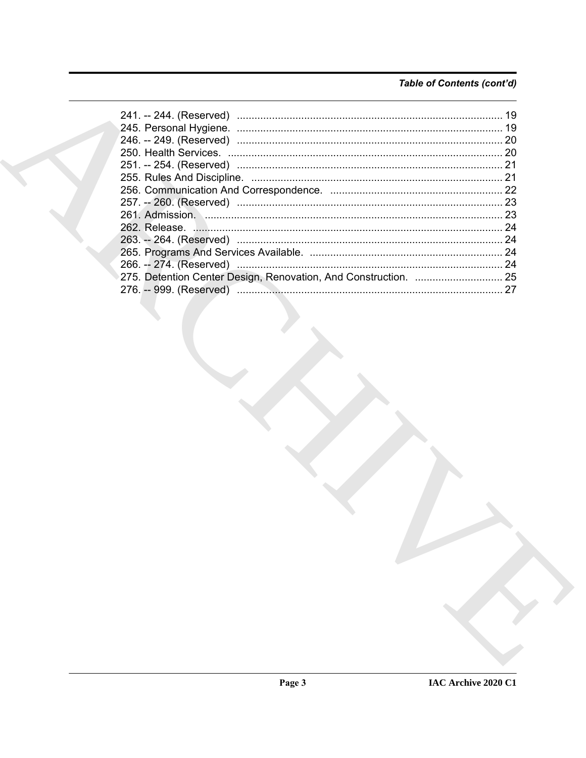*Table of Contents (cont'd)*

241. -- 244. (Reserved) ........................................................................................... 19
245. Personal Hygiene. ........................................................................................... 19
246. -- 249. (Reserved) ........................................................................................... 20
250. Health Services. .............................................................................................. 20
251. -- 254. (Reserved) ........................................................................................... 21
255. Rules And Discipline. ...................................................................................... 21
256. Communication And Correspondence. ........................................................... 22
257. -- 260. (Reserved) ........................................................................................... 23
261. Admission. ...................................................................................................... 23
262. Release. .......................................................................................................... 24
263. -- 264. (Reserved) ........................................................................................... 24
265. Programs And Services Available. .................................................................. 24
266. -- 274. (Reserved) ........................................................................................... 24
275. Detention Center Design, Renovation, And Construction. .............................. 25
276. -- 999. (Reserved) ........................................................................................... 27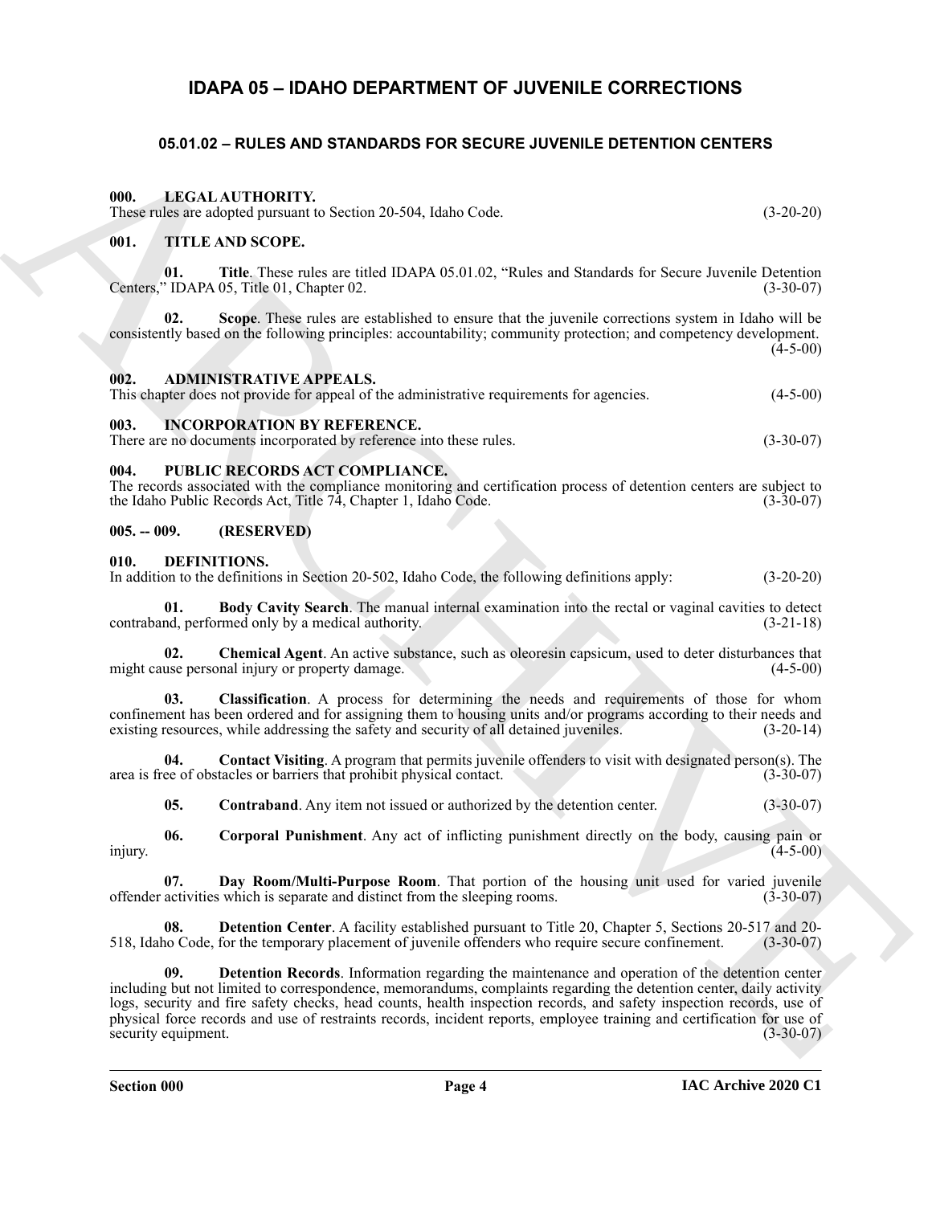# IDAPA 05 – IDAHO DEPARTMENT OF JUVENILE CORRECTIONS

## 05.01.02 – RULES AND STANDARDS FOR SECURE JUVENILE DETENTION CENTERS

### 000. LEGAL AUTHORITY.

These rules are adopted pursuant to Section 20-504, Idaho Code. (3-20-20)

### 001. TITLE AND SCOPE.

**01. Title**. These rules are titled IDAPA 05.01.02, "Rules and Standards for Secure Juvenile Detention Centers," IDAPA 05, Title 01, Chapter 02. (3-30-07)

**02. Scope**. These rules are established to ensure that the juvenile corrections system in Idaho will be consistently based on the following principles: accountability; community protection; and competency development. (4-5-00)

### 002. ADMINISTRATIVE APPEALS.

This chapter does not provide for appeal of the administrative requirements for agencies. (4-5-00)

### 003. INCORPORATION BY REFERENCE.

There are no documents incorporated by reference into these rules. (3-30-07)

### 004. PUBLIC RECORDS ACT COMPLIANCE.

The records associated with the compliance monitoring and certification process of detention centers are subject to the Idaho Public Records Act, Title 74, Chapter 1, Idaho Code. (3-30-07)

### 005. -- 009. (RESERVED)

### 010. DEFINITIONS.

In addition to the definitions in Section 20-502, Idaho Code, the following definitions apply: (3-20-20)

**01. Body Cavity Search**. The manual internal examination into the rectal or vaginal cavities to detect contraband, performed only by a medical authority. (3-21-18)

**02. Chemical Agent**. An active substance, such as oleoresin capsicum, used to deter disturbances that might cause personal injury or property damage. (4-5-00)

**03. Classification**. A process for determining the needs and requirements of those for whom confinement has been ordered and for assigning them to housing units and/or programs according to their needs and existing resources, while addressing the safety and security of all detained juveniles. (3-20-14)

**04. Contact Visiting**. A program that permits juvenile offenders to visit with designated person(s). The area is free of obstacles or barriers that prohibit physical contact. (3-30-07)

**05. Contraband**. Any item not issued or authorized by the detention center. (3-30-07)

**06. Corporal Punishment**. Any act of inflicting punishment directly on the body, causing pain or injury. (4-5-00)

**07. Day Room/Multi-Purpose Room**. That portion of the housing unit used for varied juvenile offender activities which is separate and distinct from the sleeping rooms. (3-30-07)

**08. Detention Center**. A facility established pursuant to Title 20, Chapter 5, Sections 20-517 and 20-518, Idaho Code, for the temporary placement of juvenile offenders who require secure confinement. (3-30-07)

**09. Detention Records**. Information regarding the maintenance and operation of the detention center including but not limited to correspondence, memorandums, complaints regarding the detention center, daily activity logs, security and fire safety checks, head counts, health inspection records, and safety inspection records, use of physical force records and use of restraints records, incident reports, employee training and certification for use of security equipment. (3-30-07)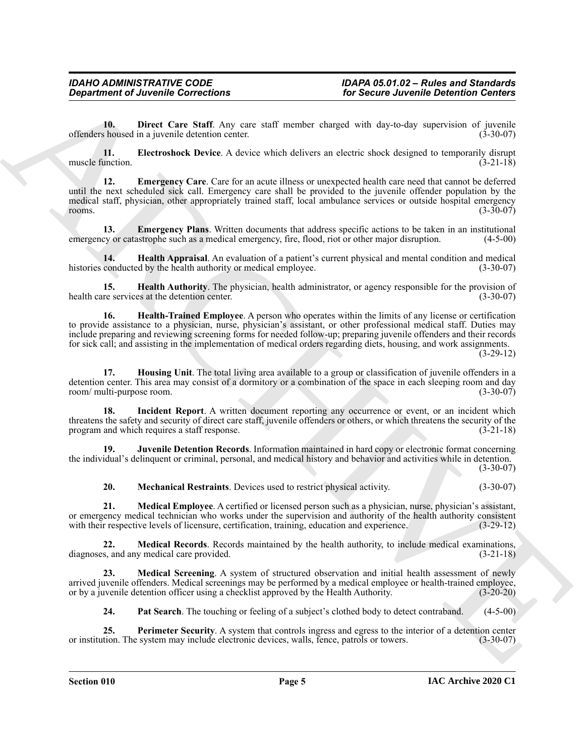**10. Direct Care Staff**. Any care staff member charged with day-to-day supervision of juvenile offenders housed in a juvenile detention center. (3-30-07)

**11. Electroshock Device**. A device which delivers an electric shock designed to temporarily disrupt muscle function. (3-21-18)

**12. Emergency Care**. Care for an acute illness or unexpected health care need that cannot be deferred until the next scheduled sick call. Emergency care shall be provided to the juvenile offender population by the medical staff, physician, other appropriately trained staff, local ambulance services or outside hospital emergency rooms. (3-30-07)

**13. Emergency Plans**. Written documents that address specific actions to be taken in an institutional emergency or catastrophe such as a medical emergency, fire, flood, riot or other major disruption. (4-5-00)

**14. Health Appraisal**. An evaluation of a patient's current physical and mental condition and medical histories conducted by the health authority or medical employee. (3-30-07)

**15. Health Authority**. The physician, health administrator, or agency responsible for the provision of health care services at the detention center. (3-30-07)

**16. Health-Trained Employee**. A person who operates within the limits of any license or certification to provide assistance to a physician, nurse, physician's assistant, or other professional medical staff. Duties may include preparing and reviewing screening forms for needed follow-up; preparing juvenile offenders and their records for sick call; and assisting in the implementation of medical orders regarding diets, housing, and work assignments. (3-29-12)

**17. Housing Unit**. The total living area available to a group or classification of juvenile offenders in a detention center. This area may consist of a dormitory or a combination of the space in each sleeping room and day room/ multi-purpose room. (3-30-07)

**18. Incident Report**. A written document reporting any occurrence or event, or an incident which threatens the safety and security of direct care staff, juvenile offenders or others, or which threatens the security of the program and which requires a staff response. (3-21-18)

**19. Juvenile Detention Records**. Information maintained in hard copy or electronic format concerning the individual's delinquent or criminal, personal, and medical history and behavior and activities while in detention. (3-30-07)

**20. Mechanical Restraints**. Devices used to restrict physical activity. (3-30-07)

**21. Medical Employee**. A certified or licensed person such as a physician, nurse, physician's assistant, or emergency medical technician who works under the supervision and authority of the health authority consistent with their respective levels of licensure, certification, training, education and experience. (3-29-12)

**22. Medical Records**. Records maintained by the health authority, to include medical examinations, diagnoses, and any medical care provided. (3-21-18)

**23. Medical Screening**. A system of structured observation and initial health assessment of newly arrived juvenile offenders. Medical screenings may be performed by a medical employee or health-trained employee, or by a juvenile detention officer using a checklist approved by the Health Authority. (3-20-20)

**24. Pat Search**. The touching or feeling of a subject's clothed body to detect contraband. (4-5-00)

**25. Perimeter Security**. A system that controls ingress and egress to the interior of a detention center or institution. The system may include electronic devices, walls, fence, patrols or towers. (3-30-07)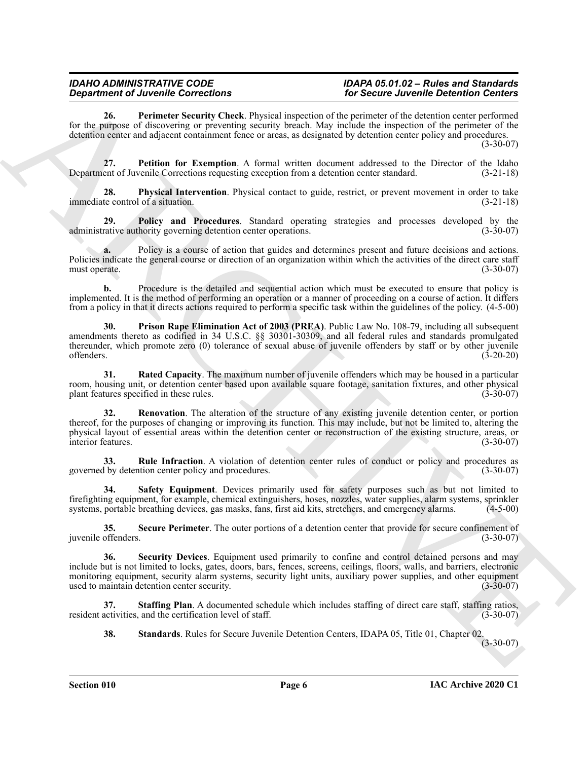**26. Perimeter Security Check**. Physical inspection of the perimeter of the detention center performed for the purpose of discovering or preventing security breach. May include the inspection of the perimeter of the detention center and adjacent containment fence or areas, as designated by detention center policy and procedures. (3-30-07)

**27. Petition for Exemption**. A formal written document addressed to the Director of the Idaho Department of Juvenile Corrections requesting exception from a detention center standard. (3-21-18)

**28. Physical Intervention**. Physical contact to guide, restrict, or prevent movement in order to take immediate control of a situation. (3-21-18)

**29. Policy and Procedures**. Standard operating strategies and processes developed by the administrative authority governing detention center operations. (3-30-07)

**a.** Policy is a course of action that guides and determines present and future decisions and actions. Policies indicate the general course or direction of an organization within which the activities of the direct care staff must operate. (3-30-07)

**b.** Procedure is the detailed and sequential action which must be executed to ensure that policy is implemented. It is the method of performing an operation or a manner of proceeding on a course of action. It differs from a policy in that it directs actions required to perform a specific task within the guidelines of the policy. (4-5-00)

**30. Prison Rape Elimination Act of 2003 (PREA)**. Public Law No. 108-79, including all subsequent amendments thereto as codified in 34 U.S.C. §§ 30301-30309, and all federal rules and standards promulgated thereunder, which promote zero (0) tolerance of sexual abuse of juvenile offenders by staff or by other juvenile offenders. (3-20-20)

**31. Rated Capacity**. The maximum number of juvenile offenders which may be housed in a particular room, housing unit, or detention center based upon available square footage, sanitation fixtures, and other physical plant features specified in these rules. (3-30-07)

**32. Renovation**. The alteration of the structure of any existing juvenile detention center, or portion thereof, for the purposes of changing or improving its function. This may include, but not be limited to, altering the physical layout of essential areas within the detention center or reconstruction of the existing structure, areas, or interior features. (3-30-07)

**33. Rule Infraction**. A violation of detention center rules of conduct or policy and procedures as governed by detention center policy and procedures. (3-30-07)

**34. Safety Equipment**. Devices primarily used for safety purposes such as but not limited to firefighting equipment, for example, chemical extinguishers, hoses, nozzles, water supplies, alarm systems, sprinkler systems, portable breathing devices, gas masks, fans, first aid kits, stretchers, and emergency alarms. (4-5-00)

**35. Secure Perimeter**. The outer portions of a detention center that provide for secure confinement of juvenile offenders. (3-30-07)

**36. Security Devices**. Equipment used primarily to confine and control detained persons and may include but is not limited to locks, gates, doors, bars, fences, screens, ceilings, floors, walls, and barriers, electronic monitoring equipment, security alarm systems, security light units, auxiliary power supplies, and other equipment used to maintain detention center security. (3-30-07)

**37. Staffing Plan**. A documented schedule which includes staffing of direct care staff, staffing ratios, resident activities, and the certification level of staff. (3-30-07)

**38. Standards**. Rules for Secure Juvenile Detention Centers, IDAPA 05, Title 01, Chapter 02. (3-30-07)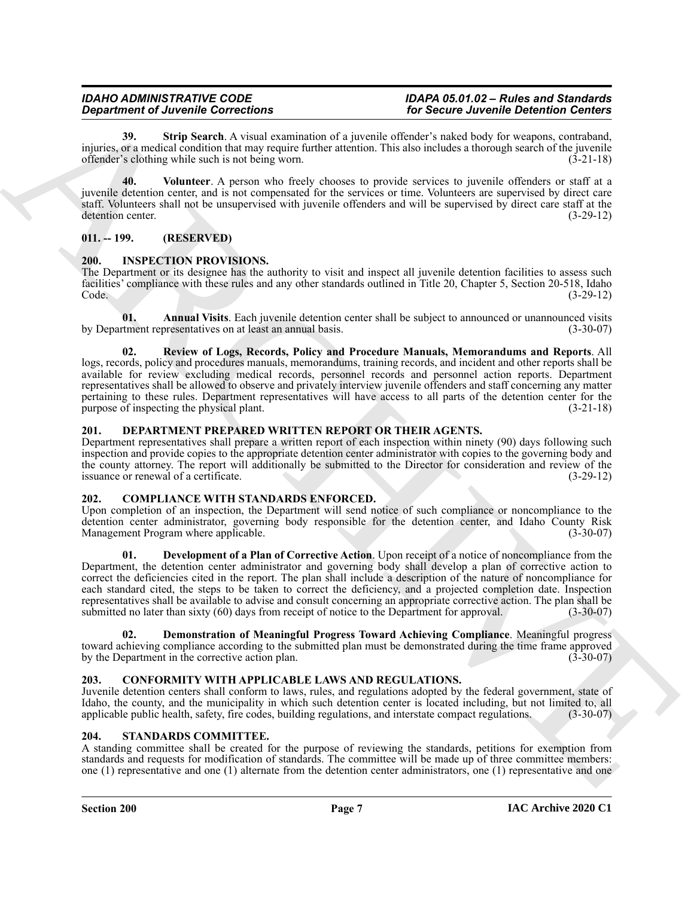**39. Strip Search**. A visual examination of a juvenile offender's naked body for weapons, contraband, injuries, or a medical condition that may require further attention. This also includes a thorough search of the juvenile offender's clothing while such is not being worn. (3-21-18)

**40. Volunteer**. A person who freely chooses to provide services to juvenile offenders or staff at a juvenile detention center, and is not compensated for the services or time. Volunteers are supervised by direct care staff. Volunteers shall not be unsupervised with juvenile offenders and will be supervised by direct care staff at the detention center. (3-29-12)

## 011. -- 199. (RESERVED)

## 200. INSPECTION PROVISIONS.

The Department or its designee has the authority to visit and inspect all juvenile detention facilities to assess such facilities' compliance with these rules and any other standards outlined in Title 20, Chapter 5, Section 20-518, Idaho Code. (3-29-12)

**01. Annual Visits**. Each juvenile detention center shall be subject to announced or unannounced visits by Department representatives on at least an annual basis. (3-30-07)

**02. Review of Logs, Records, Policy and Procedure Manuals, Memorandums and Reports**. All logs, records, policy and procedures manuals, memorandums, training records, and incident and other reports shall be available for review excluding medical records, personnel records and personnel action reports. Department representatives shall be allowed to observe and privately interview juvenile offenders and staff concerning any matter pertaining to these rules. Department representatives will have access to all parts of the detention center for the purpose of inspecting the physical plant. (3-21-18)

## 201. DEPARTMENT PREPARED WRITTEN REPORT OR THEIR AGENTS.

Department representatives shall prepare a written report of each inspection within ninety (90) days following such inspection and provide copies to the appropriate detention center administrator with copies to the governing body and the county attorney. The report will additionally be submitted to the Director for consideration and review of the issuance or renewal of a certificate. (3-29-12)

## 202. COMPLIANCE WITH STANDARDS ENFORCED.

Upon completion of an inspection, the Department will send notice of such compliance or noncompliance to the detention center administrator, governing body responsible for the detention center, and Idaho County Risk Management Program where applicable. (3-30-07)

**01. Development of a Plan of Corrective Action**. Upon receipt of a notice of noncompliance from the Department, the detention center administrator and governing body shall develop a plan of corrective action to correct the deficiencies cited in the report. The plan shall include a description of the nature of noncompliance for each standard cited, the steps to be taken to correct the deficiency, and a projected completion date. Inspection representatives shall be available to advise and consult concerning an appropriate corrective action. The plan shall be submitted no later than sixty (60) days from receipt of notice to the Department for approval. (3-30-07)

**02. Demonstration of Meaningful Progress Toward Achieving Compliance**. Meaningful progress toward achieving compliance according to the submitted plan must be demonstrated during the time frame approved by the Department in the corrective action plan. (3-30-07)

## 203. CONFORMITY WITH APPLICABLE LAWS AND REGULATIONS.

Juvenile detention centers shall conform to laws, rules, and regulations adopted by the federal government, state of Idaho, the county, and the municipality in which such detention center is located including, but not limited to, all applicable public health, safety, fire codes, building regulations, and interstate compact regulations. (3-30-07)

## 204. STANDARDS COMMITTEE.

A standing committee shall be created for the purpose of reviewing the standards, petitions for exemption from standards and requests for modification of standards. The committee will be made up of three committee members: one (1) representative and one (1) alternate from the detention center administrators, one (1) representative and one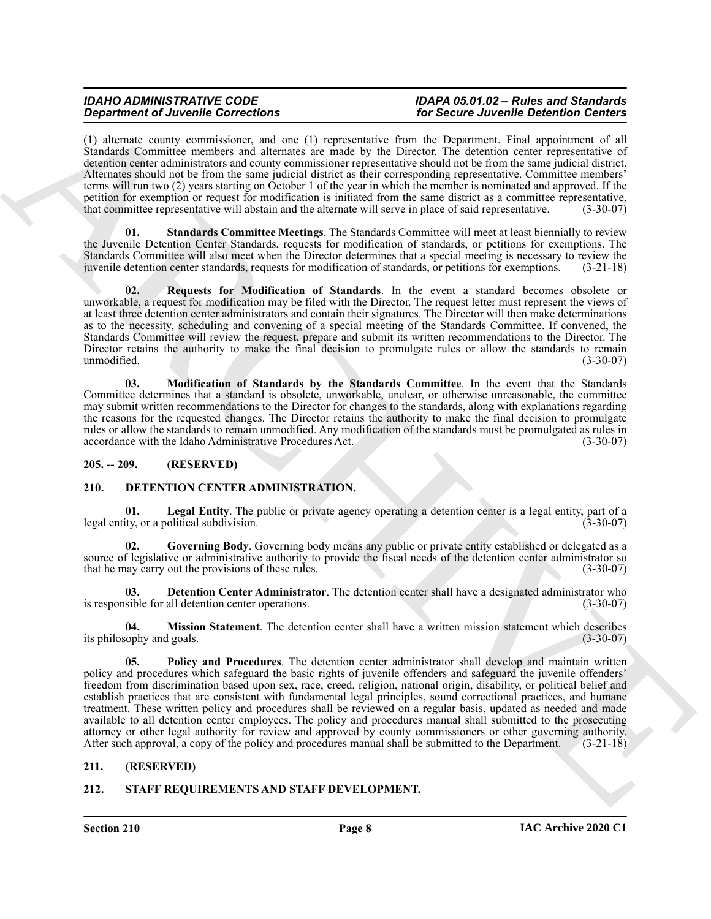(1) alternate county commissioner, and one (1) representative from the Department. Final appointment of all Standards Committee members and alternates are made by the Director. The detention center representative of detention center administrators and county commissioner representative should not be from the same judicial district. Alternates should not be from the same judicial district as their corresponding representative. Committee members' terms will run two (2) years starting on October 1 of the year in which the member is nominated and approved. If the petition for exemption or request for modification is initiated from the same district as a committee representative, that committee representative will abstain and the alternate will serve in place of said representative. (3-30-07)

**01. Standards Committee Meetings**. The Standards Committee will meet at least biennially to review the Juvenile Detention Center Standards, requests for modification of standards, or petitions for exemptions. The Standards Committee will also meet when the Director determines that a special meeting is necessary to review the juvenile detention center standards, requests for modification of standards, or petitions for exemptions. (3-21-18)

**02. Requests for Modification of Standards**. In the event a standard becomes obsolete or unworkable, a request for modification may be filed with the Director. The request letter must represent the views of at least three detention center administrators and contain their signatures. The Director will then make determinations as to the necessity, scheduling and convening of a special meeting of the Standards Committee. If convened, the Standards Committee will review the request, prepare and submit its written recommendations to the Director. The Director retains the authority to make the final decision to promulgate rules or allow the standards to remain unmodified. (3-30-07)

**03. Modification of Standards by the Standards Committee**. In the event that the Standards Committee determines that a standard is obsolete, unworkable, unclear, or otherwise unreasonable, the committee may submit written recommendations to the Director for changes to the standards, along with explanations regarding the reasons for the requested changes. The Director retains the authority to make the final decision to promulgate rules or allow the standards to remain unmodified. Any modification of the standards must be promulgated as rules in accordance with the Idaho Administrative Procedures Act. (3-30-07)

## 205. -- 209. (RESERVED)

## 210. DETENTION CENTER ADMINISTRATION.

**01. Legal Entity**. The public or private agency operating a detention center is a legal entity, part of a legal entity, or a political subdivision. (3-30-07)

**02. Governing Body**. Governing body means any public or private entity established or delegated as a source of legislative or administrative authority to provide the fiscal needs of the detention center administrator so that he may carry out the provisions of these rules. (3-30-07)

**03. Detention Center Administrator**. The detention center shall have a designated administrator who is responsible for all detention center operations. (3-30-07)

**04. Mission Statement**. The detention center shall have a written mission statement which describes its philosophy and goals. (3-30-07)

**05. Policy and Procedures**. The detention center administrator shall develop and maintain written policy and procedures which safeguard the basic rights of juvenile offenders and safeguard the juvenile offenders' freedom from discrimination based upon sex, race, creed, religion, national origin, disability, or political belief and establish practices that are consistent with fundamental legal principles, sound correctional practices, and humane treatment. These written policy and procedures shall be reviewed on a regular basis, updated as needed and made available to all detention center employees. The policy and procedures manual shall submitted to the prosecuting attorney or other legal authority for review and approved by county commissioners or other governing authority. After such approval, a copy of the policy and procedures manual shall be submitted to the Department. (3-21-18)

## 211. (RESERVED)

## 212. STAFF REQUIREMENTS AND STAFF DEVELOPMENT.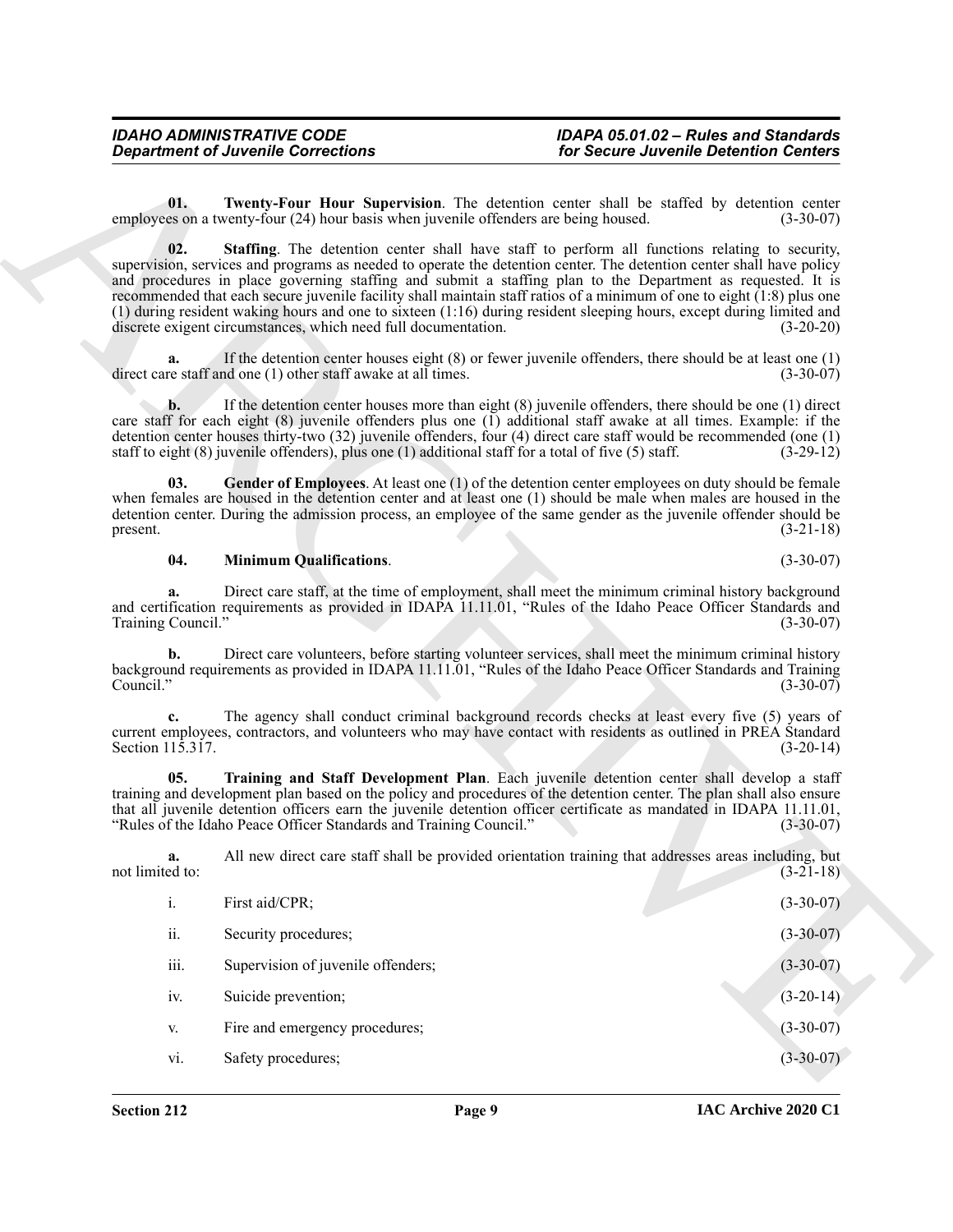**01. Twenty-Four Hour Supervision**. The detention center shall be staffed by detention center employees on a twenty-four (24) hour basis when juvenile offenders are being housed. (3-30-07)

**02. Staffing**. The detention center shall have staff to perform all functions relating to security, supervision, services and programs as needed to operate the detention center. The detention center shall have policy and procedures in place governing staffing and submit a staffing plan to the Department as requested. It is recommended that each secure juvenile facility shall maintain staff ratios of a minimum of one to eight (1:8) plus one (1) during resident waking hours and one to sixteen (1:16) during resident sleeping hours, except during limited and discrete exigent circumstances, which need full documentation. (3-20-20)

**a.** If the detention center houses eight (8) or fewer juvenile offenders, there should be at least one (1) direct care staff and one (1) other staff awake at all times. (3-30-07)

**b.** If the detention center houses more than eight (8) juvenile offenders, there should be one (1) direct care staff for each eight (8) juvenile offenders plus one (1) additional staff awake at all times. Example: if the detention center houses thirty-two (32) juvenile offenders, four (4) direct care staff would be recommended (one (1) staff to eight (8) juvenile offenders), plus one (1) additional staff for a total of five (5) staff. (3-29-12)

**03. Gender of Employees**. At least one (1) of the detention center employees on duty should be female when females are housed in the detention center and at least one (1) should be male when males are housed in the detention center. During the admission process, an employee of the same gender as the juvenile offender should be present. (3-21-18)

**04. Minimum Qualifications**. (3-30-07)

**a.** Direct care staff, at the time of employment, shall meet the minimum criminal history background and certification requirements as provided in IDAPA 11.11.01, "Rules of the Idaho Peace Officer Standards and Training Council." (3-30-07)

**b.** Direct care volunteers, before starting volunteer services, shall meet the minimum criminal history background requirements as provided in IDAPA 11.11.01, "Rules of the Idaho Peace Officer Standards and Training Council." (3-30-07)

**c.** The agency shall conduct criminal background records checks at least every five (5) years of current employees, contractors, and volunteers who may have contact with residents as outlined in PREA Standard Section 115.317. (3-20-14)

**05. Training and Staff Development Plan**. Each juvenile detention center shall develop a staff training and development plan based on the policy and procedures of the detention center. The plan shall also ensure that all juvenile detention officers earn the juvenile detention officer certificate as mandated in IDAPA 11.11.01, "Rules of the Idaho Peace Officer Standards and Training Council." (3-30-07)

**a.** All new direct care staff shall be provided orientation training that addresses areas including, but not limited to: (3-21-18)

i. First aid/CPR; (3-30-07)

ii. Security procedures; (3-30-07)

iii. Supervision of juvenile offenders; (3-30-07)

iv. Suicide prevention; (3-20-14)

v. Fire and emergency procedures; (3-30-07)

vi. Safety procedures; (3-30-07)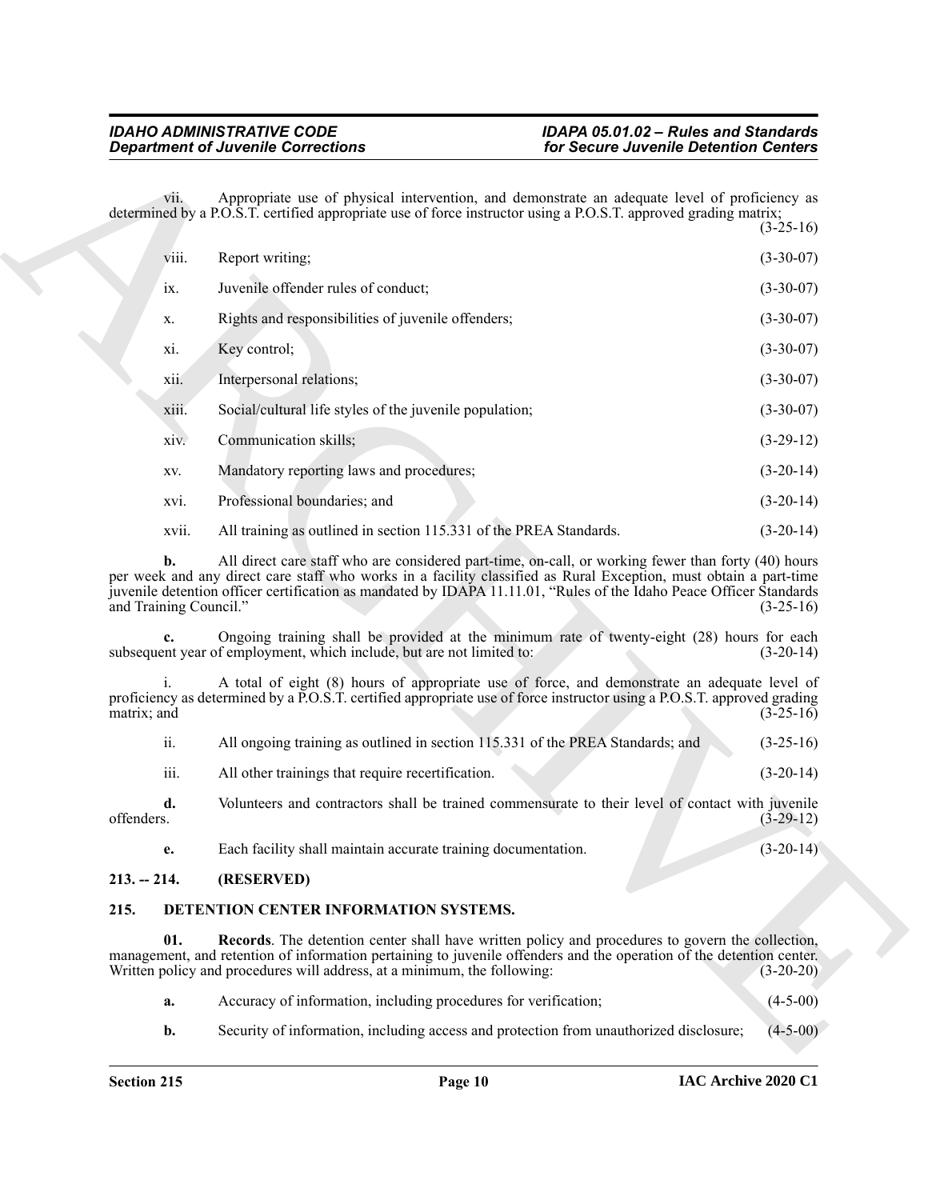vii. Appropriate use of physical intervention, and demonstrate an adequate level of proficiency as determined by a P.O.S.T. certified appropriate use of force instructor using a P.O.S.T. approved grading matrix; (3-25-16)

viii. Report writing; (3-30-07)

ix. Juvenile offender rules of conduct; (3-30-07)

x. Rights and responsibilities of juvenile offenders; (3-30-07)

xi. Key control; (3-30-07)

xii. Interpersonal relations; (3-30-07)

xiii. Social/cultural life styles of the juvenile population; (3-30-07)

xiv. Communication skills; (3-29-12)

xv. Mandatory reporting laws and procedures; (3-20-14)

xvi. Professional boundaries; and (3-20-14)

xvii. All training as outlined in section 115.331 of the PREA Standards. (3-20-14)

**b.** All direct care staff who are considered part-time, on-call, or working fewer than forty (40) hours per week and any direct care staff who works in a facility classified as Rural Exception, must obtain a part-time juvenile detention officer certification as mandated by IDAPA 11.11.01, "Rules of the Idaho Peace Officer Standards and Training Council." (3-25-16)

**c.** Ongoing training shall be provided at the minimum rate of twenty-eight (28) hours for each subsequent year of employment, which include, but are not limited to: (3-20-14)

i. A total of eight (8) hours of appropriate use of force, and demonstrate an adequate level of proficiency as determined by a P.O.S.T. certified appropriate use of force instructor using a P.O.S.T. approved grading matrix; and (3-25-16)

ii. All ongoing training as outlined in section 115.331 of the PREA Standards; and (3-25-16)

iii. All other trainings that require recertification. (3-20-14)

**d.** Volunteers and contractors shall be trained commensurate to their level of contact with juvenile offenders. (3-29-12)

**e.** Each facility shall maintain accurate training documentation. (3-20-14)

## 213. -- 214. (RESERVED)

## 215. DETENTION CENTER INFORMATION SYSTEMS.

**01. Records**. The detention center shall have written policy and procedures to govern the collection, management, and retention of information pertaining to juvenile offenders and the operation of the detention center. Written policy and procedures will address, at a minimum, the following: (3-20-20)

**a.** Accuracy of information, including procedures for verification; (4-5-00)

**b.** Security of information, including access and protection from unauthorized disclosure; (4-5-00)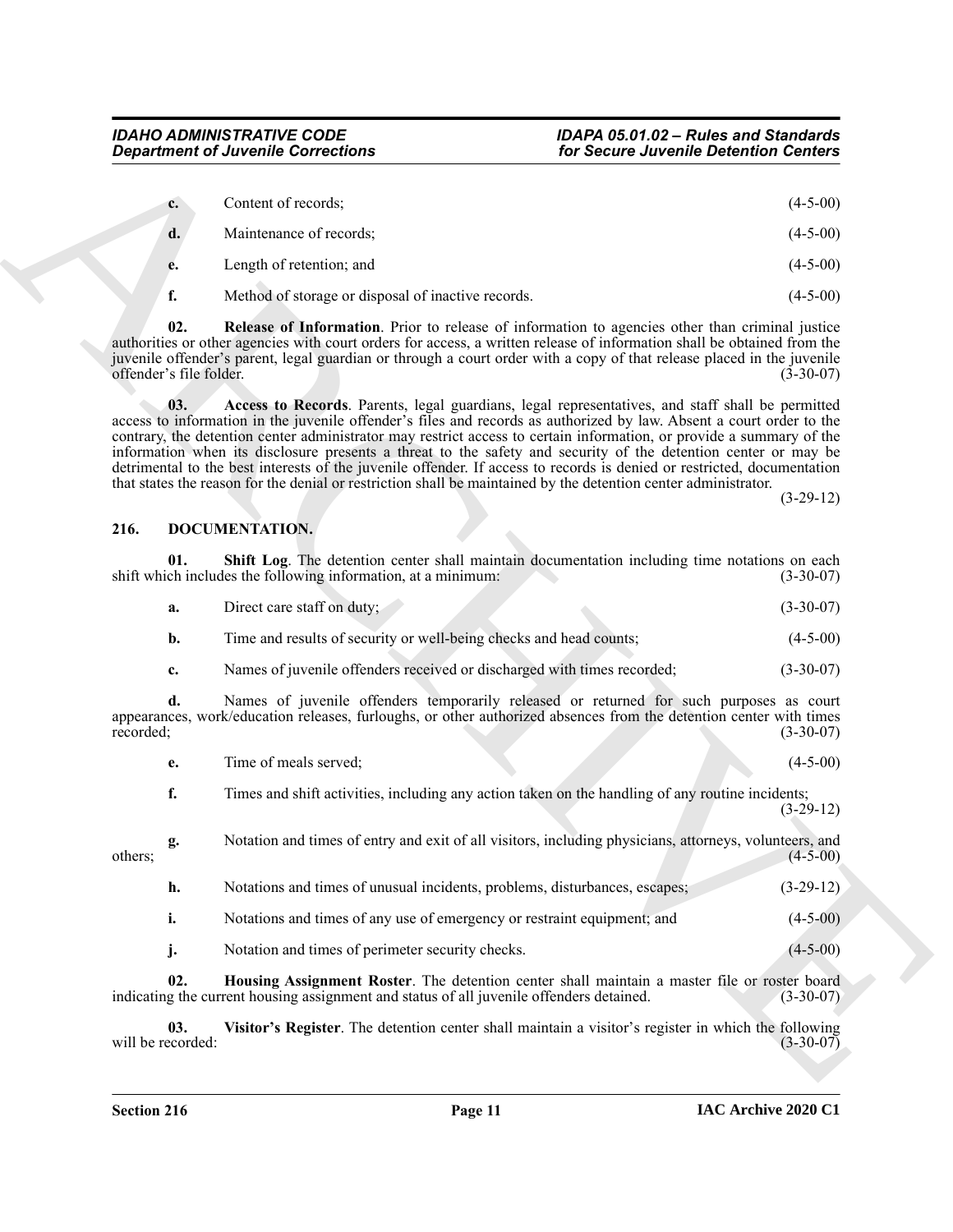**c.** Content of records; (4-5-00)

**d.** Maintenance of records; (4-5-00)

**e.** Length of retention; and (4-5-00)

**f.** Method of storage or disposal of inactive records. (4-5-00)

**02. Release of Information**. Prior to release of information to agencies other than criminal justice authorities or other agencies with court orders for access, a written release of information shall be obtained from the juvenile offender's parent, legal guardian or through a court order with a copy of that release placed in the juvenile offender's file folder. (3-30-07)

**03. Access to Records**. Parents, legal guardians, legal representatives, and staff shall be permitted access to information in the juvenile offender's files and records as authorized by law. Absent a court order to the contrary, the detention center administrator may restrict access to certain information, or provide a summary of the information when its disclosure presents a threat to the safety and security of the detention center or may be detrimental to the best interests of the juvenile offender. If access to records is denied or restricted, documentation that states the reason for the denial or restriction shall be maintained by the detention center administrator. (3-29-12)

## 216. DOCUMENTATION.

**01. Shift Log**. The detention center shall maintain documentation including time notations on each shift which includes the following information, at a minimum: (3-30-07)

**a.** Direct care staff on duty; (3-30-07)

**b.** Time and results of security or well-being checks and head counts; (4-5-00)

**c.** Names of juvenile offenders received or discharged with times recorded; (3-30-07)

**d.** Names of juvenile offenders temporarily released or returned for such purposes as court appearances, work/education releases, furloughs, or other authorized absences from the detention center with times recorded; (3-30-07)

**e.** Time of meals served; (4-5-00)

**f.** Times and shift activities, including any action taken on the handling of any routine incidents; (3-29-12)

**g.** Notation and times of entry and exit of all visitors, including physicians, attorneys, volunteers, and others; (4-5-00)

**h.** Notations and times of unusual incidents, problems, disturbances, escapes; (3-29-12)

**i.** Notations and times of any use of emergency or restraint equipment; and (4-5-00)

**j.** Notation and times of perimeter security checks. (4-5-00)

**02. Housing Assignment Roster**. The detention center shall maintain a master file or roster board indicating the current housing assignment and status of all juvenile offenders detained. (3-30-07)

**03. Visitor's Register**. The detention center shall maintain a visitor's register in which the following will be recorded: (3-30-07)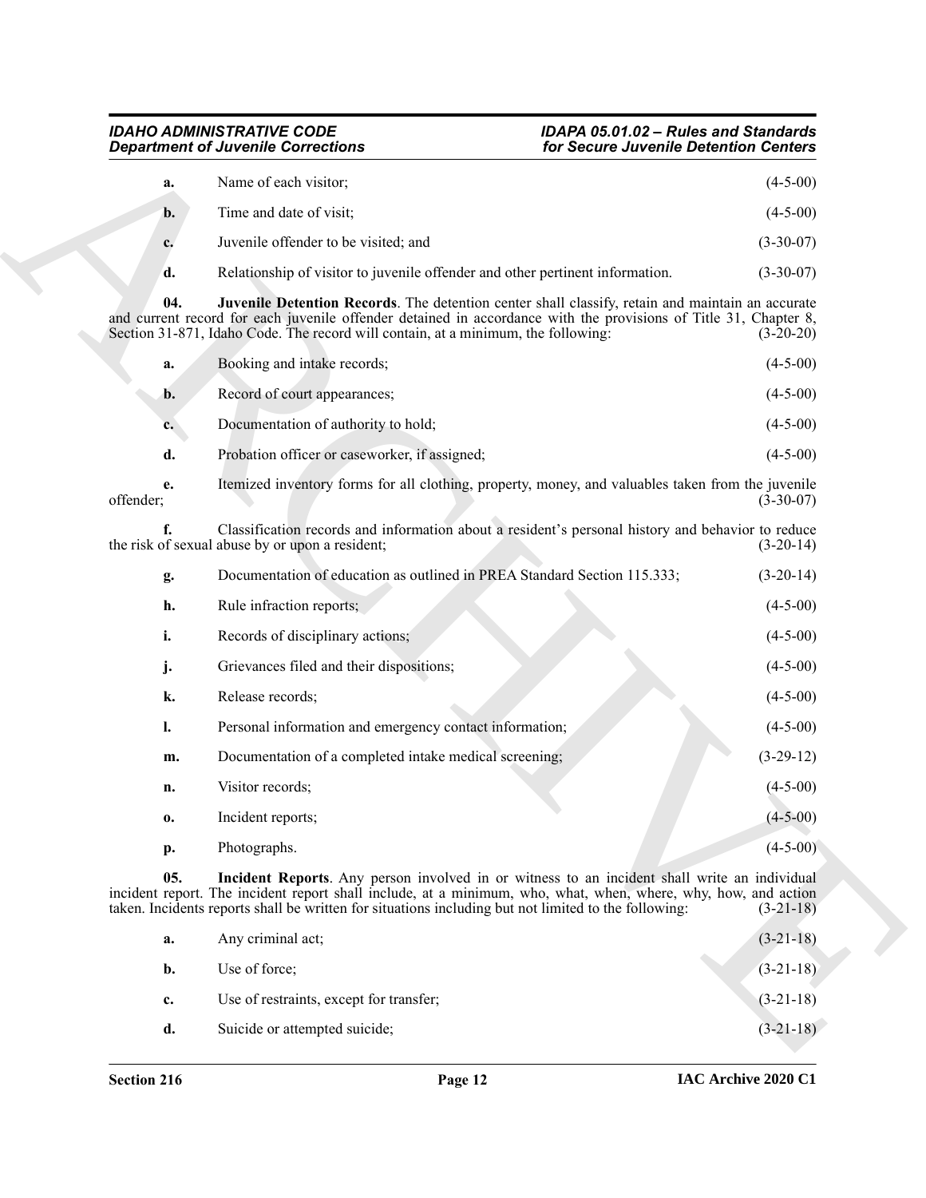**a.** Name of each visitor; (4-5-00)

**b.** Time and date of visit; (4-5-00)

**c.** Juvenile offender to be visited; and (3-30-07)

**d.** Relationship of visitor to juvenile offender and other pertinent information. (3-30-07)

**04. Juvenile Detention Records**. The detention center shall classify, retain and maintain an accurate and current record for each juvenile offender detained in accordance with the provisions of Title 31, Chapter 8, Section 31-871, Idaho Code. The record will contain, at a minimum, the following: (3-20-20)

**a.** Booking and intake records; (4-5-00)

**b.** Record of court appearances; (4-5-00)

**c.** Documentation of authority to hold; (4-5-00)

**d.** Probation officer or caseworker, if assigned; (4-5-00)

**e.** Itemized inventory forms for all clothing, property, money, and valuables taken from the juvenile offender; (3-30-07)

**f.** Classification records and information about a resident's personal history and behavior to reduce the risk of sexual abuse by or upon a resident; (3-20-14)

**g.** Documentation of education as outlined in PREA Standard Section 115.333; (3-20-14)

**h.** Rule infraction reports; (4-5-00)

**i.** Records of disciplinary actions; (4-5-00)

**j.** Grievances filed and their dispositions; (4-5-00)

**k.** Release records; (4-5-00)

**l.** Personal information and emergency contact information; (4-5-00)

**m.** Documentation of a completed intake medical screening; (3-29-12)

**n.** Visitor records; (4-5-00)

**o.** Incident reports; (4-5-00)

**p.** Photographs. (4-5-00)

**05. Incident Reports**. Any person involved in or witness to an incident shall write an individual incident report. The incident report shall include, at a minimum, who, what, when, where, why, how, and action taken. Incidents reports shall be written for situations including but not limited to the following: (3-21-18)

**a.** Any criminal act; (3-21-18)

**b.** Use of force; (3-21-18)

**c.** Use of restraints, except for transfer; (3-21-18)

**d.** Suicide or attempted suicide; (3-21-18)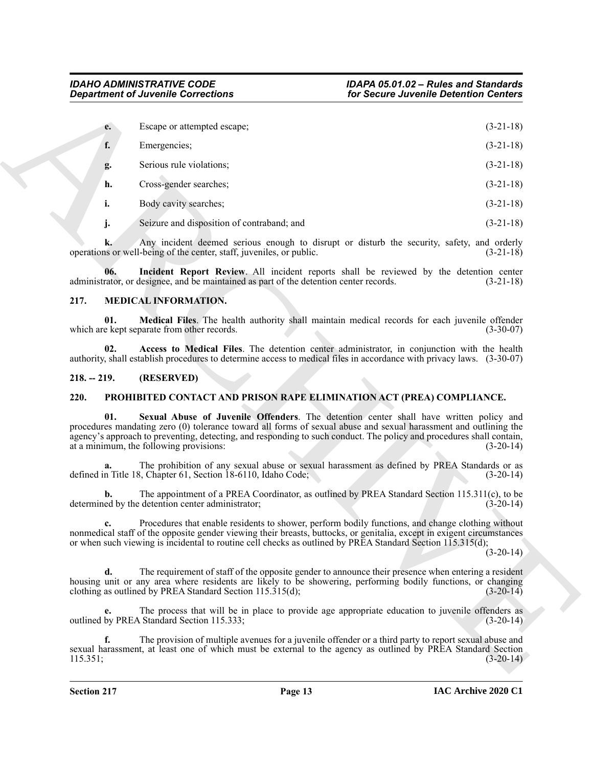**e.** Escape or attempted escape; (3-21-18)

**f.** Emergencies; (3-21-18)

**g.** Serious rule violations; (3-21-18)

**h.** Cross-gender searches; (3-21-18)

**i.** Body cavity searches; (3-21-18)

**j.** Seizure and disposition of contraband; and (3-21-18)

**k.** Any incident deemed serious enough to disrupt or disturb the security, safety, and orderly operations or well-being of the center, staff, juveniles, or public. (3-21-18)

**06. Incident Report Review**. All incident reports shall be reviewed by the detention center administrator, or designee, and be maintained as part of the detention center records. (3-21-18)

### 217. MEDICAL INFORMATION.

**01. Medical Files**. The health authority shall maintain medical records for each juvenile offender which are kept separate from other records. (3-30-07)

**02. Access to Medical Files**. The detention center administrator, in conjunction with the health authority, shall establish procedures to determine access to medical files in accordance with privacy laws. (3-30-07)

### 218. -- 219. (RESERVED)

### 220. PROHIBITED CONTACT AND PRISON RAPE ELIMINATION ACT (PREA) COMPLIANCE.

**01. Sexual Abuse of Juvenile Offenders**. The detention center shall have written policy and procedures mandating zero (0) tolerance toward all forms of sexual abuse and sexual harassment and outlining the agency's approach to preventing, detecting, and responding to such conduct. The policy and procedures shall contain, at a minimum, the following provisions: (3-20-14)

**a.** The prohibition of any sexual abuse or sexual harassment as defined by PREA Standards or as defined in Title 18, Chapter 61, Section 18-6110, Idaho Code; (3-20-14)

**b.** The appointment of a PREA Coordinator, as outlined by PREA Standard Section 115.311(c), to be determined by the detention center administrator; (3-20-14)

**c.** Procedures that enable residents to shower, perform bodily functions, and change clothing without nonmedical staff of the opposite gender viewing their breasts, buttocks, or genitalia, except in exigent circumstances or when such viewing is incidental to routine cell checks as outlined by PREA Standard Section 115.315(d); (3-20-14)

**d.** The requirement of staff of the opposite gender to announce their presence when entering a resident housing unit or any area where residents are likely to be showering, performing bodily functions, or changing clothing as outlined by PREA Standard Section 115.315(d); (3-20-14)

**e.** The process that will be in place to provide age appropriate education to juvenile offenders as outlined by PREA Standard Section 115.333; (3-20-14)

**f.** The provision of multiple avenues for a juvenile offender or a third party to report sexual abuse and sexual harassment, at least one of which must be external to the agency as outlined by PREA Standard Section 115.351; (3-20-14)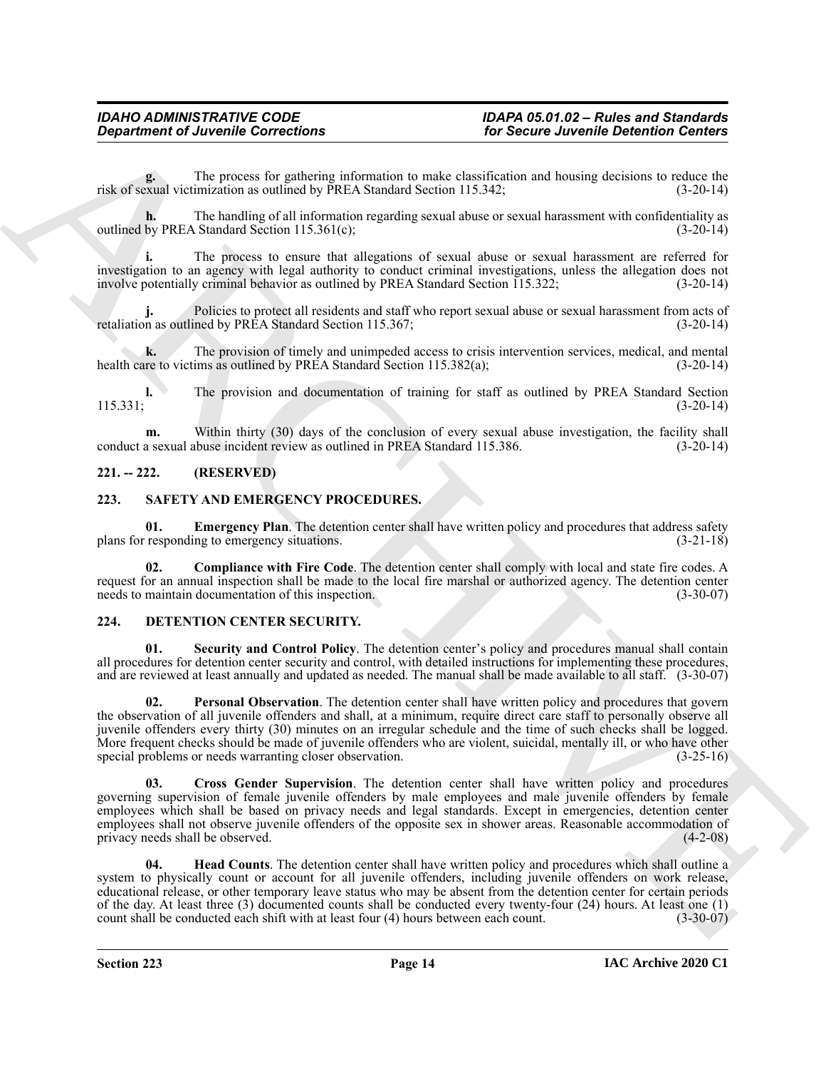**g.** The process for gathering information to make classification and housing decisions to reduce the risk of sexual victimization as outlined by PREA Standard Section 115.342; (3-20-14)

**h.** The handling of all information regarding sexual abuse or sexual harassment with confidentiality as outlined by PREA Standard Section 115.361(c); (3-20-14)

**i.** The process to ensure that allegations of sexual abuse or sexual harassment are referred for investigation to an agency with legal authority to conduct criminal investigations, unless the allegation does not involve potentially criminal behavior as outlined by PREA Standard Section 115.322; (3-20-14)

**j.** Policies to protect all residents and staff who report sexual abuse or sexual harassment from acts of retaliation as outlined by PREA Standard Section 115.367; (3-20-14)

**k.** The provision of timely and unimpeded access to crisis intervention services, medical, and mental health care to victims as outlined by PREA Standard Section 115.382(a); (3-20-14)

**l.** The provision and documentation of training for staff as outlined by PREA Standard Section 115.331; (3-20-14)

**m.** Within thirty (30) days of the conclusion of every sexual abuse investigation, the facility shall conduct a sexual abuse incident review as outlined in PREA Standard 115.386. (3-20-14)

## 221. -- 222. (RESERVED)

## 223. SAFETY AND EMERGENCY PROCEDURES.

**01. Emergency Plan**. The detention center shall have written policy and procedures that address safety plans for responding to emergency situations. (3-21-18)

**02. Compliance with Fire Code**. The detention center shall comply with local and state fire codes. A request for an annual inspection shall be made to the local fire marshal or authorized agency. The detention center needs to maintain documentation of this inspection. (3-30-07)

## 224. DETENTION CENTER SECURITY.

**01. Security and Control Policy**. The detention center's policy and procedures manual shall contain all procedures for detention center security and control, with detailed instructions for implementing these procedures, and are reviewed at least annually and updated as needed. The manual shall be made available to all staff. (3-30-07)

**02. Personal Observation**. The detention center shall have written policy and procedures that govern the observation of all juvenile offenders and shall, at a minimum, require direct care staff to personally observe all juvenile offenders every thirty (30) minutes on an irregular schedule and the time of such checks shall be logged. More frequent checks should be made of juvenile offenders who are violent, suicidal, mentally ill, or who have other special problems or needs warranting closer observation. (3-25-16)

**03. Cross Gender Supervision**. The detention center shall have written policy and procedures governing supervision of female juvenile offenders by male employees and male juvenile offenders by female employees which shall be based on privacy needs and legal standards. Except in emergencies, detention center employees shall not observe juvenile offenders of the opposite sex in shower areas. Reasonable accommodation of privacy needs shall be observed. (4-2-08)

**04. Head Counts**. The detention center shall have written policy and procedures which shall outline a system to physically count or account for all juvenile offenders, including juvenile offenders on work release, educational release, or other temporary leave status who may be absent from the detention center for certain periods of the day. At least three (3) documented counts shall be conducted every twenty-four (24) hours. At least one (1) count shall be conducted each shift with at least four (4) hours between each count. (3-30-07)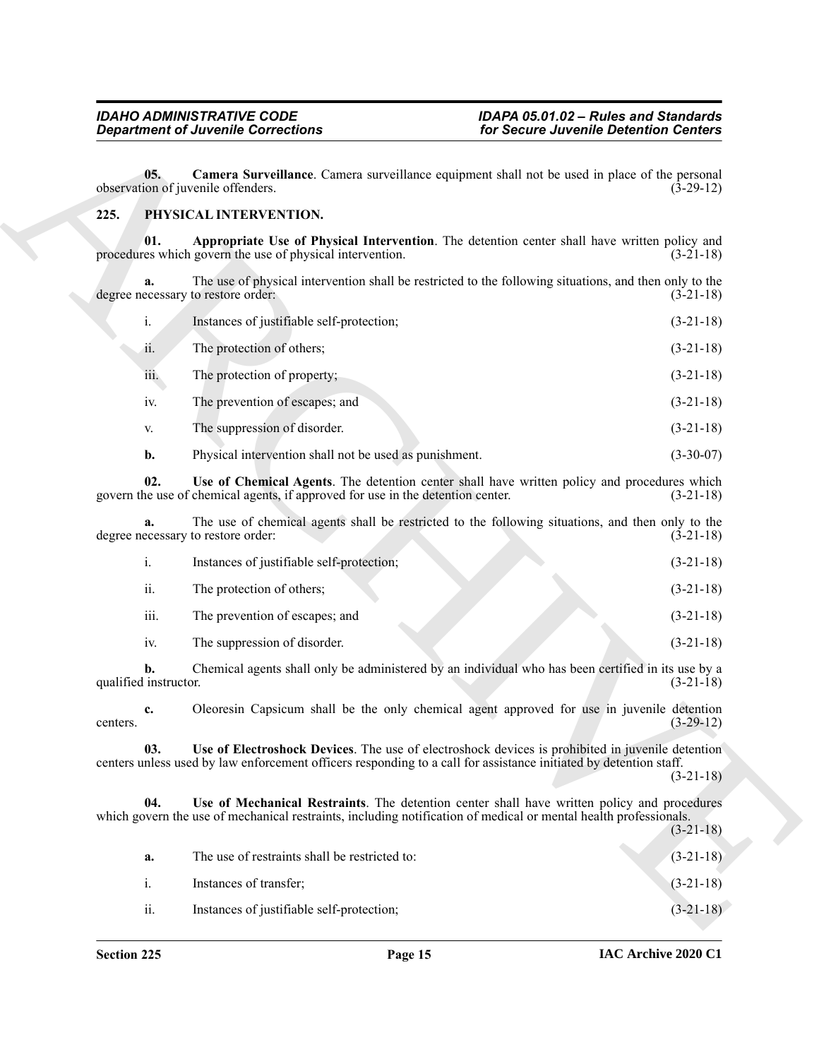**05. Camera Surveillance**. Camera surveillance equipment shall not be used in place of the personal observation of juvenile offenders. (3-29-12)

## 225. PHYSICAL INTERVENTION.

**01. Appropriate Use of Physical Intervention**. The detention center shall have written policy and procedures which govern the use of physical intervention. (3-21-18)

**a.** The use of physical intervention shall be restricted to the following situations, and then only to the degree necessary to restore order: (3-21-18)

i. Instances of justifiable self-protection; (3-21-18)

ii. The protection of others; (3-21-18)

iii. The protection of property; (3-21-18)

iv. The prevention of escapes; and (3-21-18)

v. The suppression of disorder. (3-21-18)

**b.** Physical intervention shall not be used as punishment. (3-30-07)

**02. Use of Chemical Agents**. The detention center shall have written policy and procedures which govern the use of chemical agents, if approved for use in the detention center. (3-21-18)

**a.** The use of chemical agents shall be restricted to the following situations, and then only to the degree necessary to restore order: (3-21-18)

i. Instances of justifiable self-protection; (3-21-18)

ii. The protection of others; (3-21-18)

iii. The prevention of escapes; and (3-21-18)

iv. The suppression of disorder. (3-21-18)

**b.** Chemical agents shall only be administered by an individual who has been certified in its use by a qualified instructor. (3-21-18)

**c.** Oleoresin Capsicum shall be the only chemical agent approved for use in juvenile detention centers. (3-29-12)

**03. Use of Electroshock Devices**. The use of electroshock devices is prohibited in juvenile detention centers unless used by law enforcement officers responding to a call for assistance initiated by detention staff. (3-21-18)

**04. Use of Mechanical Restraints**. The detention center shall have written policy and procedures which govern the use of mechanical restraints, including notification of medical or mental health professionals. (3-21-18)

**a.** The use of restraints shall be restricted to: (3-21-18)

i. Instances of transfer; (3-21-18)

ii. Instances of justifiable self-protection; (3-21-18)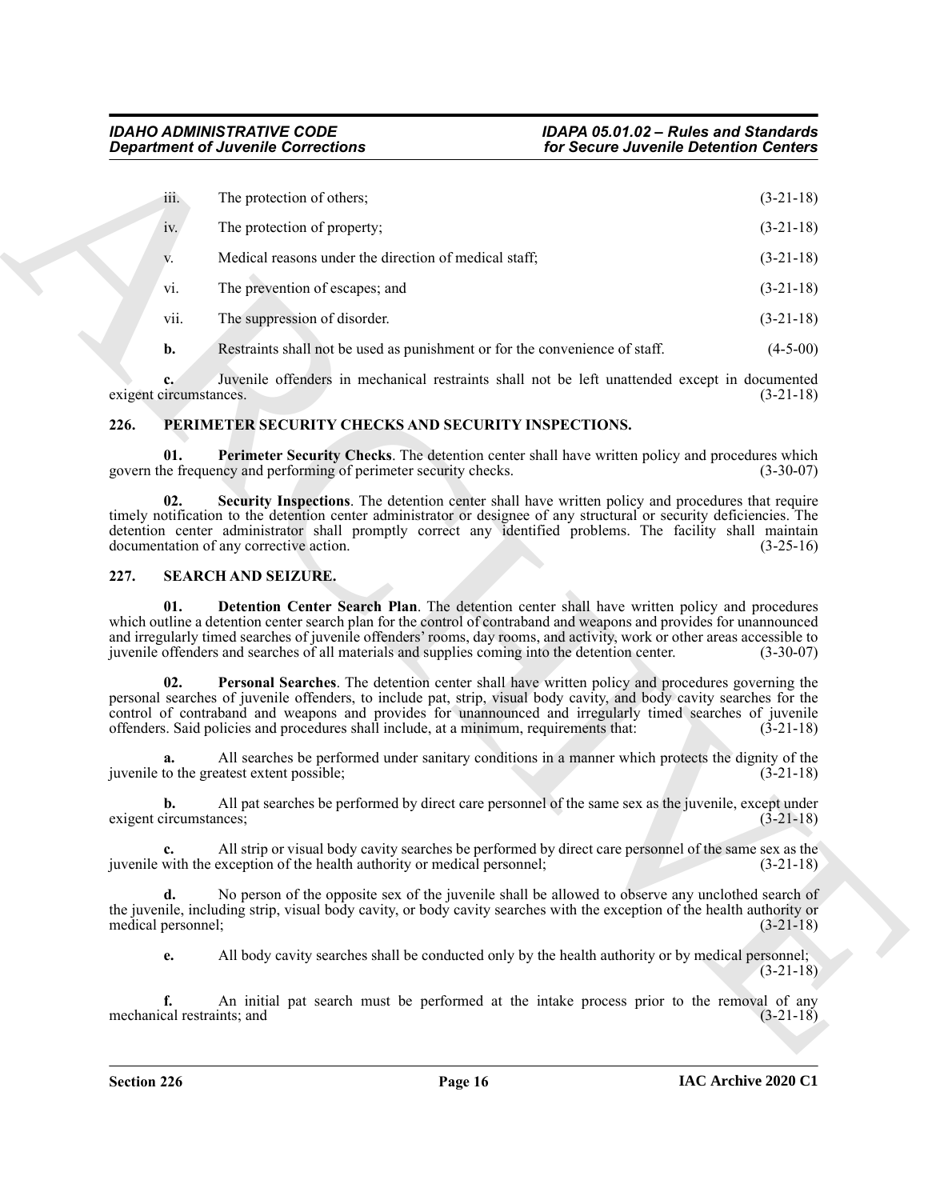iii. The protection of others; (3-21-18)

iv. The protection of property; (3-21-18)

v. Medical reasons under the direction of medical staff; (3-21-18)

vi. The prevention of escapes; and (3-21-18)

vii. The suppression of disorder. (3-21-18)

**b.** Restraints shall not be used as punishment or for the convenience of staff. (4-5-00)

**c.** Juvenile offenders in mechanical restraints shall not be left unattended except in documented exigent circumstances. (3-21-18)

## 226. PERIMETER SECURITY CHECKS AND SECURITY INSPECTIONS.

**01. Perimeter Security Checks**. The detention center shall have written policy and procedures which govern the frequency and performing of perimeter security checks. (3-30-07)

**02. Security Inspections**. The detention center shall have written policy and procedures that require timely notification to the detention center administrator or designee of any structural or security deficiencies. The detention center administrator shall promptly correct any identified problems. The facility shall maintain documentation of any corrective action. (3-25-16)

## 227. SEARCH AND SEIZURE.

**01. Detention Center Search Plan**. The detention center shall have written policy and procedures which outline a detention center search plan for the control of contraband and weapons and provides for unannounced and irregularly timed searches of juvenile offenders' rooms, day rooms, and activity, work or other areas accessible to juvenile offenders and searches of all materials and supplies coming into the detention center. (3-30-07)

**02. Personal Searches**. The detention center shall have written policy and procedures governing the personal searches of juvenile offenders, to include pat, strip, visual body cavity, and body cavity searches for the control of contraband and weapons and provides for unannounced and irregularly timed searches of juvenile offenders. Said policies and procedures shall include, at a minimum, requirements that: (3-21-18)

**a.** All searches be performed under sanitary conditions in a manner which protects the dignity of the juvenile to the greatest extent possible; (3-21-18)

**b.** All pat searches be performed by direct care personnel of the same sex as the juvenile, except under exigent circumstances; (3-21-18)

**c.** All strip or visual body cavity searches be performed by direct care personnel of the same sex as the juvenile with the exception of the health authority or medical personnel; (3-21-18)

**d.** No person of the opposite sex of the juvenile shall be allowed to observe any unclothed search of the juvenile, including strip, visual body cavity, or body cavity searches with the exception of the health authority or medical personnel; (3-21-18)

**e.** All body cavity searches shall be conducted only by the health authority or by medical personnel; (3-21-18)

**f.** An initial pat search must be performed at the intake process prior to the removal of any mechanical restraints; and (3-21-18)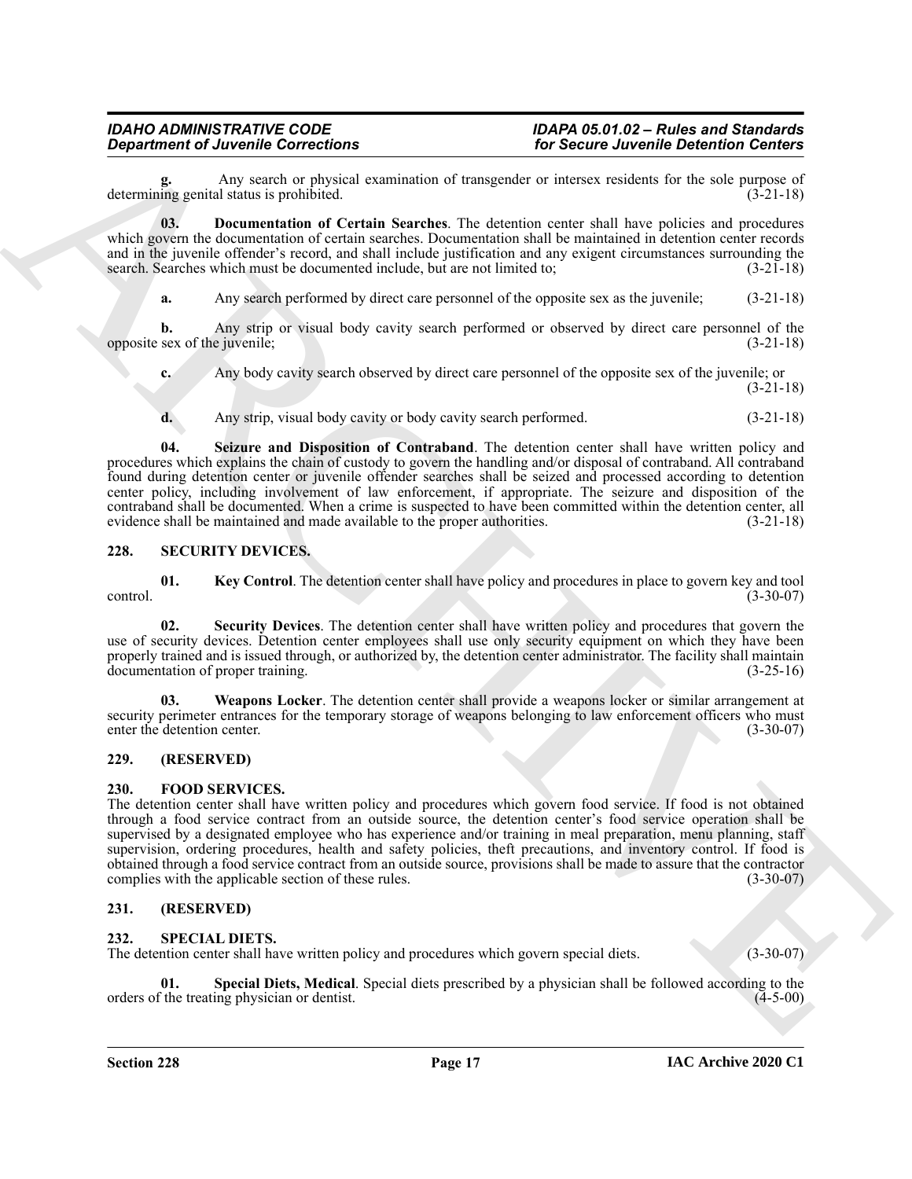**g.** Any search or physical examination of transgender or intersex residents for the sole purpose of determining genital status is prohibited. (3-21-18)

**03. Documentation of Certain Searches**. The detention center shall have policies and procedures which govern the documentation of certain searches. Documentation shall be maintained in detention center records and in the juvenile offender's record, and shall include justification and any exigent circumstances surrounding the search. Searches which must be documented include, but are not limited to; (3-21-18)

**a.** Any search performed by direct care personnel of the opposite sex as the juvenile; (3-21-18)

**b.** Any strip or visual body cavity search performed or observed by direct care personnel of the opposite sex of the juvenile; (3-21-18)

**c.** Any body cavity search observed by direct care personnel of the opposite sex of the juvenile; or (3-21-18)

**d.** Any strip, visual body cavity or body cavity search performed. (3-21-18)

**04. Seizure and Disposition of Contraband**. The detention center shall have written policy and procedures which explains the chain of custody to govern the handling and/or disposal of contraband. All contraband found during detention center or juvenile offender searches shall be seized and processed according to detention center policy, including involvement of law enforcement, if appropriate. The seizure and disposition of the contraband shall be documented. When a crime is suspected to have been committed within the detention center, all evidence shall be maintained and made available to the proper authorities. (3-21-18)

## 228. SECURITY DEVICES.

**01. Key Control**. The detention center shall have policy and procedures in place to govern key and tool control. (3-30-07)

**02. Security Devices**. The detention center shall have written policy and procedures that govern the use of security devices. Detention center employees shall use only security equipment on which they have been properly trained and is issued through, or authorized by, the detention center administrator. The facility shall maintain documentation of proper training. (3-25-16)

**03. Weapons Locker**. The detention center shall provide a weapons locker or similar arrangement at security perimeter entrances for the temporary storage of weapons belonging to law enforcement officers who must enter the detention center. (3-30-07)

## 229. (RESERVED)

## 230. FOOD SERVICES.

The detention center shall have written policy and procedures which govern food service. If food is not obtained through a food service contract from an outside source, the detention center's food service operation shall be supervised by a designated employee who has experience and/or training in meal preparation, menu planning, staff supervision, ordering procedures, health and safety policies, theft precautions, and inventory control. If food is obtained through a food service contract from an outside source, provisions shall be made to assure that the contractor complies with the applicable section of these rules. (3-30-07)

## 231. (RESERVED)

## 232. SPECIAL DIETS.

The detention center shall have written policy and procedures which govern special diets. (3-30-07)

**01. Special Diets, Medical**. Special diets prescribed by a physician shall be followed according to the orders of the treating physician or dentist. (4-5-00)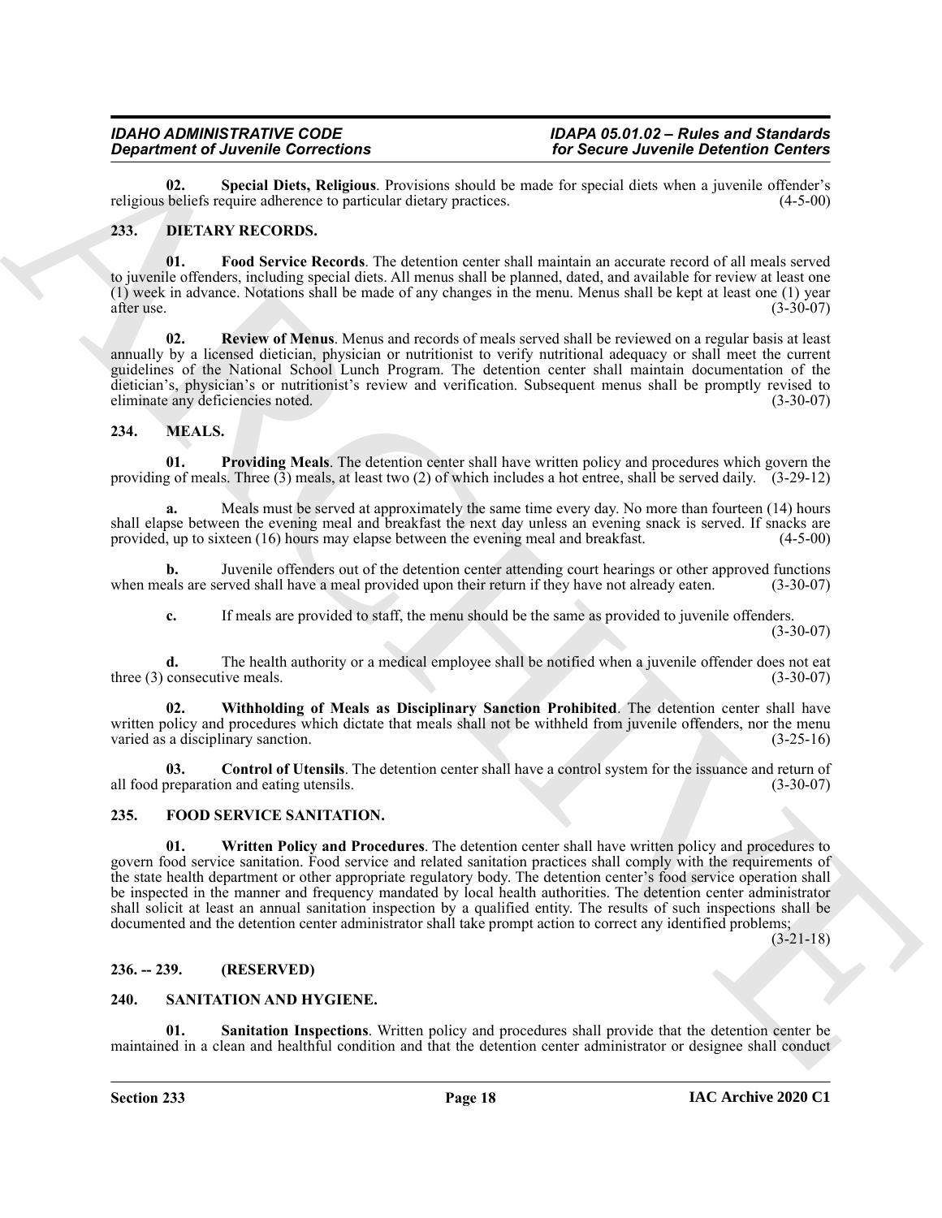**02. Special Diets, Religious**. Provisions should be made for special diets when a juvenile offender's religious beliefs require adherence to particular dietary practices. (4-5-00)

## 233. DIETARY RECORDS.

**01. Food Service Records**. The detention center shall maintain an accurate record of all meals served to juvenile offenders, including special diets. All menus shall be planned, dated, and available for review at least one (1) week in advance. Notations shall be made of any changes in the menu. Menus shall be kept at least one (1) year after use. (3-30-07)

**02. Review of Menus**. Menus and records of meals served shall be reviewed on a regular basis at least annually by a licensed dietician, physician or nutritionist to verify nutritional adequacy or shall meet the current guidelines of the National School Lunch Program. The detention center shall maintain documentation of the dietician's, physician's or nutritionist's review and verification. Subsequent menus shall be promptly revised to eliminate any deficiencies noted. (3-30-07)

## 234. MEALS.

**01. Providing Meals**. The detention center shall have written policy and procedures which govern the providing of meals. Three (3) meals, at least two (2) of which includes a hot entree, shall be served daily. (3-29-12)

**a.** Meals must be served at approximately the same time every day. No more than fourteen (14) hours shall elapse between the evening meal and breakfast the next day unless an evening snack is served. If snacks are provided, up to sixteen (16) hours may elapse between the evening meal and breakfast. (4-5-00)

**b.** Juvenile offenders out of the detention center attending court hearings or other approved functions when meals are served shall have a meal provided upon their return if they have not already eaten. (3-30-07)

**c.** If meals are provided to staff, the menu should be the same as provided to juvenile offenders. (3-30-07)

**d.** The health authority or a medical employee shall be notified when a juvenile offender does not eat three (3) consecutive meals. (3-30-07)

**02. Withholding of Meals as Disciplinary Sanction Prohibited**. The detention center shall have written policy and procedures which dictate that meals shall not be withheld from juvenile offenders, nor the menu varied as a disciplinary sanction. (3-25-16)

**03. Control of Utensils**. The detention center shall have a control system for the issuance and return of all food preparation and eating utensils. (3-30-07)

## 235. FOOD SERVICE SANITATION.

**01. Written Policy and Procedures**. The detention center shall have written policy and procedures to govern food service sanitation. Food service and related sanitation practices shall comply with the requirements of the state health department or other appropriate regulatory body. The detention center's food service operation shall be inspected in the manner and frequency mandated by local health authorities. The detention center administrator shall solicit at least an annual sanitation inspection by a qualified entity. The results of such inspections shall be documented and the detention center administrator shall take prompt action to correct any identified problems; (3-21-18)

## 236. -- 239. (RESERVED)

## 240. SANITATION AND HYGIENE.

**01. Sanitation Inspections**. Written policy and procedures shall provide that the detention center be maintained in a clean and healthful condition and that the detention center administrator or designee shall conduct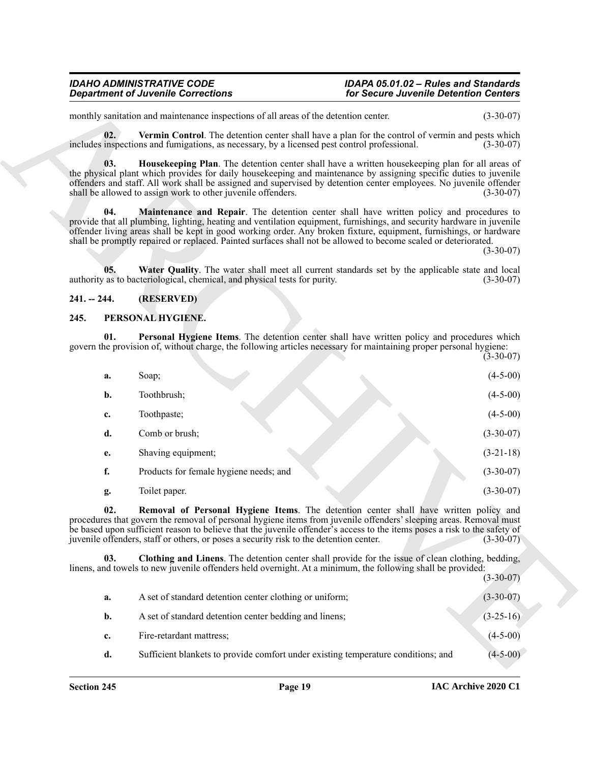monthly sanitation and maintenance inspections of all areas of the detention center. (3-30-07)

**02. Vermin Control**. The detention center shall have a plan for the control of vermin and pests which includes inspections and fumigations, as necessary, by a licensed pest control professional. (3-30-07)

**03. Housekeeping Plan**. The detention center shall have a written housekeeping plan for all areas of the physical plant which provides for daily housekeeping and maintenance by assigning specific duties to juvenile offenders and staff. All work shall be assigned and supervised by detention center employees. No juvenile offender shall be allowed to assign work to other juvenile offenders. (3-30-07)

**04. Maintenance and Repair**. The detention center shall have written policy and procedures to provide that all plumbing, lighting, heating and ventilation equipment, furnishings, and security hardware in juvenile offender living areas shall be kept in good working order. Any broken fixture, equipment, furnishings, or hardware shall be promptly repaired or replaced. Painted surfaces shall not be allowed to become scaled or deteriorated. (3-30-07)

**05. Water Quality**. The water shall meet all current standards set by the applicable state and local authority as to bacteriological, chemical, and physical tests for purity. (3-30-07)

## 241. -- 244. (RESERVED)

## 245. PERSONAL HYGIENE.

**01. Personal Hygiene Items**. The detention center shall have written policy and procedures which govern the provision of, without charge, the following articles necessary for maintaining proper personal hygiene: (3-30-07)

**a.** Soap; (4-5-00)

**b.** Toothbrush; (4-5-00)

**c.** Toothpaste; (4-5-00)

**d.** Comb or brush; (3-30-07)

**e.** Shaving equipment; (3-21-18)

**f.** Products for female hygiene needs; and (3-30-07)

**g.** Toilet paper. (3-30-07)

**02. Removal of Personal Hygiene Items**. The detention center shall have written policy and procedures that govern the removal of personal hygiene items from juvenile offenders' sleeping areas. Removal must be based upon sufficient reason to believe that the juvenile offender's access to the items poses a risk to the safety of juvenile offenders, staff or others, or poses a security risk to the detention center. (3-30-07)

**03. Clothing and Linens**. The detention center shall provide for the issue of clean clothing, bedding, linens, and towels to new juvenile offenders held overnight. At a minimum, the following shall be provided: (3-30-07)

**a.** A set of standard detention center clothing or uniform; (3-30-07)

**b.** A set of standard detention center bedding and linens; (3-25-16)

**c.** Fire-retardant mattress; (4-5-00)

**d.** Sufficient blankets to provide comfort under existing temperature conditions; and (4-5-00)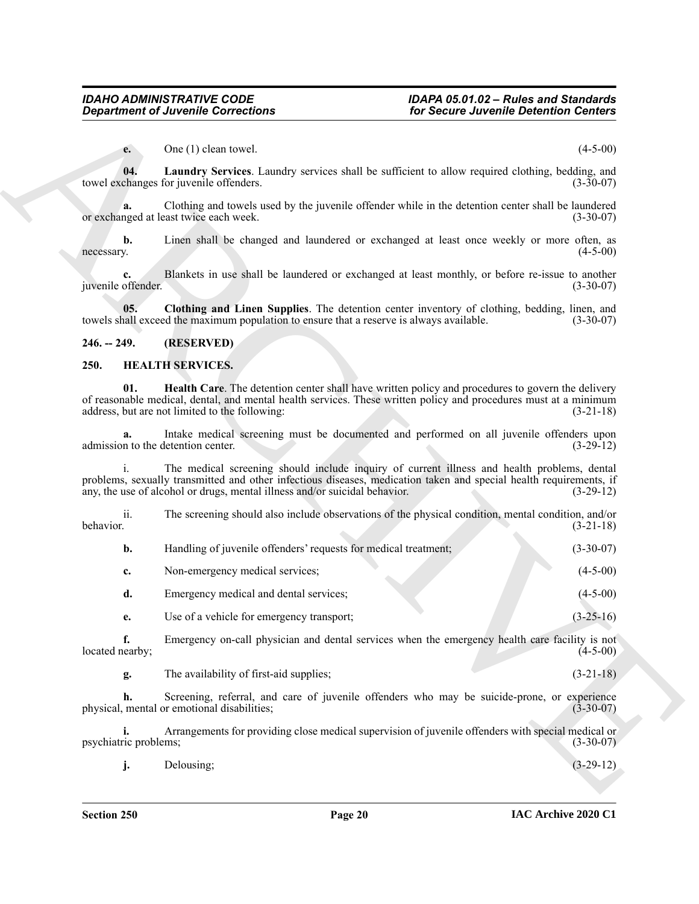**e.** One (1) clean towel. (4-5-00)

**04. Laundry Services**. Laundry services shall be sufficient to allow required clothing, bedding, and towel exchanges for juvenile offenders. (3-30-07)

**a.** Clothing and towels used by the juvenile offender while in the detention center shall be laundered or exchanged at least twice each week. (3-30-07)

**b.** Linen shall be changed and laundered or exchanged at least once weekly or more often, as necessary. (4-5-00)

**c.** Blankets in use shall be laundered or exchanged at least monthly, or before re-issue to another juvenile offender. (3-30-07)

**05. Clothing and Linen Supplies**. The detention center inventory of clothing, bedding, linen, and towels shall exceed the maximum population to ensure that a reserve is always available. (3-30-07)

## 246. -- 249. (RESERVED)

## 250. HEALTH SERVICES.

**01. Health Care**. The detention center shall have written policy and procedures to govern the delivery of reasonable medical, dental, and mental health services. These written policy and procedures must at a minimum address, but are not limited to the following: (3-21-18)

**a.** Intake medical screening must be documented and performed on all juvenile offenders upon admission to the detention center. (3-29-12)

i. The medical screening should include inquiry of current illness and health problems, dental problems, sexually transmitted and other infectious diseases, medication taken and special health requirements, if any, the use of alcohol or drugs, mental illness and/or suicidal behavior. (3-29-12)

ii. The screening should also include observations of the physical condition, mental condition, and/or behavior. (3-21-18)

**b.** Handling of juvenile offenders' requests for medical treatment; (3-30-07)

**c.** Non-emergency medical services; (4-5-00)

**d.** Emergency medical and dental services; (4-5-00)

**e.** Use of a vehicle for emergency transport; (3-25-16)

**f.** Emergency on-call physician and dental services when the emergency health care facility is not located nearby; (4-5-00)

**g.** The availability of first-aid supplies; (3-21-18)

**h.** Screening, referral, and care of juvenile offenders who may be suicide-prone, or experience physical, mental or emotional disabilities; (3-30-07)

**i.** Arrangements for providing close medical supervision of juvenile offenders with special medical or psychiatric problems; (3-30-07)

**j.** Delousing; (3-29-12)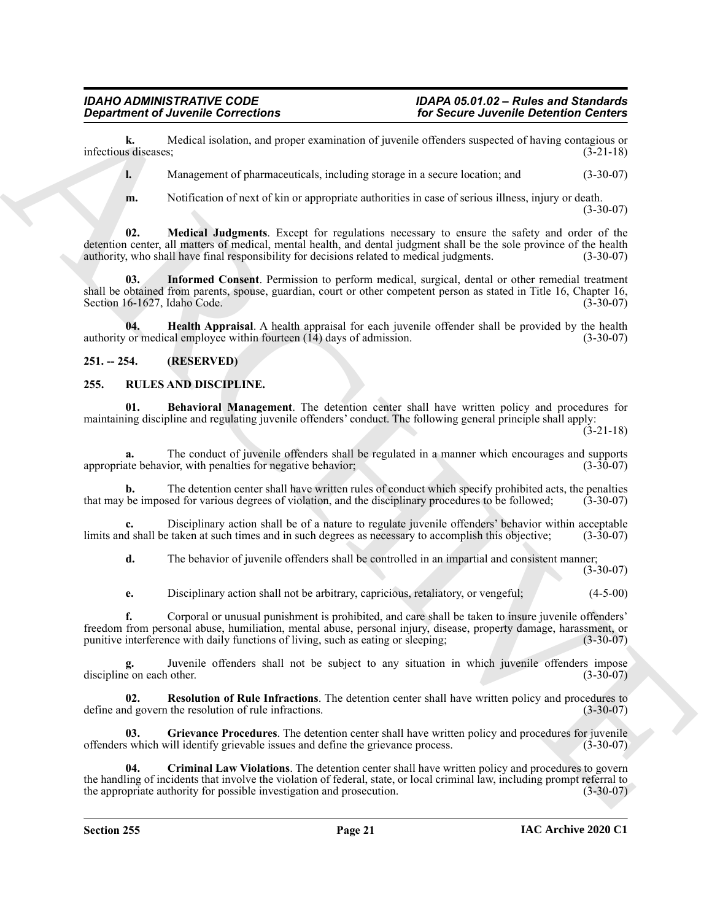**k.** Medical isolation, and proper examination of juvenile offenders suspected of having contagious or infectious diseases; (3-21-18)

**l.** Management of pharmaceuticals, including storage in a secure location; and (3-30-07)

**m.** Notification of next of kin or appropriate authorities in case of serious illness, injury or death. (3-30-07)

**02. Medical Judgments**. Except for regulations necessary to ensure the safety and order of the detention center, all matters of medical, mental health, and dental judgment shall be the sole province of the health authority, who shall have final responsibility for decisions related to medical judgments. (3-30-07)

**03. Informed Consent**. Permission to perform medical, surgical, dental or other remedial treatment shall be obtained from parents, spouse, guardian, court or other competent person as stated in Title 16, Chapter 16, Section 16-1627, Idaho Code. (3-30-07)

**04. Health Appraisal**. A health appraisal for each juvenile offender shall be provided by the health authority or medical employee within fourteen (14) days of admission. (3-30-07)

## 251. -- 254. (RESERVED)

## 255. RULES AND DISCIPLINE.

**01. Behavioral Management**. The detention center shall have written policy and procedures for maintaining discipline and regulating juvenile offenders' conduct. The following general principle shall apply: (3-21-18)

**a.** The conduct of juvenile offenders shall be regulated in a manner which encourages and supports appropriate behavior, with penalties for negative behavior; (3-30-07)

**b.** The detention center shall have written rules of conduct which specify prohibited acts, the penalties that may be imposed for various degrees of violation, and the disciplinary procedures to be followed; (3-30-07)

**c.** Disciplinary action shall be of a nature to regulate juvenile offenders' behavior within acceptable limits and shall be taken at such times and in such degrees as necessary to accomplish this objective; (3-30-07)

**d.** The behavior of juvenile offenders shall be controlled in an impartial and consistent manner; (3-30-07)

**e.** Disciplinary action shall not be arbitrary, capricious, retaliatory, or vengeful; (4-5-00)

**f.** Corporal or unusual punishment is prohibited, and care shall be taken to insure juvenile offenders' freedom from personal abuse, humiliation, mental abuse, personal injury, disease, property damage, harassment, or punitive interference with daily functions of living, such as eating or sleeping; (3-30-07)

**g.** Juvenile offenders shall not be subject to any situation in which juvenile offenders impose discipline on each other. (3-30-07)

**02. Resolution of Rule Infractions**. The detention center shall have written policy and procedures to define and govern the resolution of rule infractions. (3-30-07)

**03. Grievance Procedures**. The detention center shall have written policy and procedures for juvenile offenders which will identify grievable issues and define the grievance process. (3-30-07)

**04. Criminal Law Violations**. The detention center shall have written policy and procedures to govern the handling of incidents that involve the violation of federal, state, or local criminal law, including prompt referral to the appropriate authority for possible investigation and prosecution. (3-30-07)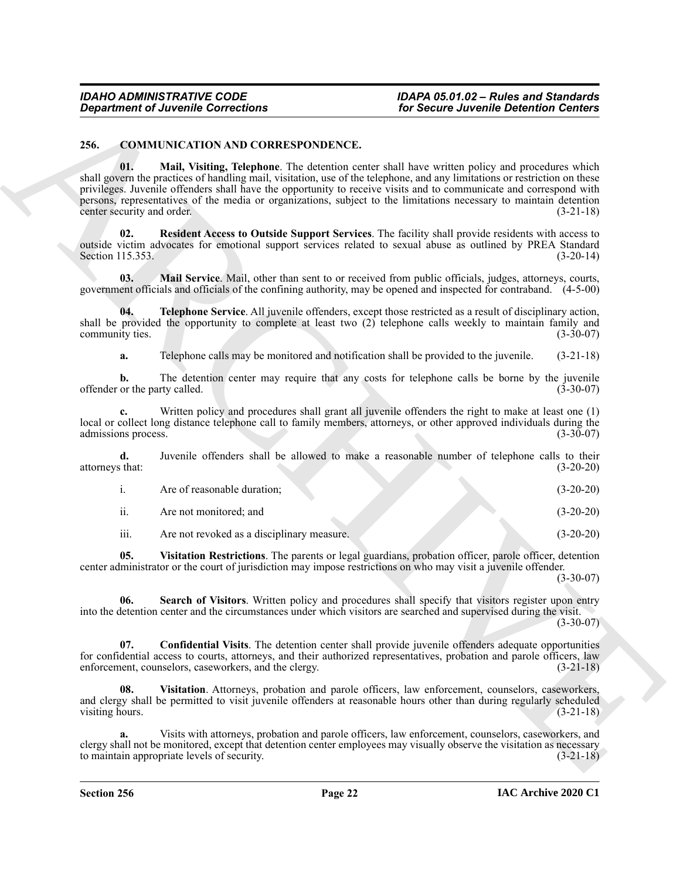## 256. COMMUNICATION AND CORRESPONDENCE.

**01. Mail, Visiting, Telephone**. The detention center shall have written policy and procedures which shall govern the practices of handling mail, visitation, use of the telephone, and any limitations or restriction on these privileges. Juvenile offenders shall have the opportunity to receive visits and to communicate and correspond with persons, representatives of the media or organizations, subject to the limitations necessary to maintain detention center security and order. (3-21-18)

**02. Resident Access to Outside Support Services**. The facility shall provide residents with access to outside victim advocates for emotional support services related to sexual abuse as outlined by PREA Standard Section 115.353. (3-20-14)

**03. Mail Service**. Mail, other than sent to or received from public officials, judges, attorneys, courts, government officials and officials of the confining authority, may be opened and inspected for contraband. (4-5-00)

**04. Telephone Service**. All juvenile offenders, except those restricted as a result of disciplinary action, shall be provided the opportunity to complete at least two (2) telephone calls weekly to maintain family and community ties. (3-30-07)

**a.** Telephone calls may be monitored and notification shall be provided to the juvenile. (3-21-18)

**b.** The detention center may require that any costs for telephone calls be borne by the juvenile offender or the party called. (3-30-07)

**c.** Written policy and procedures shall grant all juvenile offenders the right to make at least one (1) local or collect long distance telephone call to family members, attorneys, or other approved individuals during the admissions process. (3-30-07)

**d.** Juvenile offenders shall be allowed to make a reasonable number of telephone calls to their attorneys that: (3-20-20)

i. Are of reasonable duration; (3-20-20)

ii. Are not monitored; and (3-20-20)

iii. Are not revoked as a disciplinary measure. (3-20-20)

**05. Visitation Restrictions**. The parents or legal guardians, probation officer, parole officer, detention center administrator or the court of jurisdiction may impose restrictions on who may visit a juvenile offender. (3-30-07)

**06. Search of Visitors**. Written policy and procedures shall specify that visitors register upon entry into the detention center and the circumstances under which visitors are searched and supervised during the visit. (3-30-07)

**07. Confidential Visits**. The detention center shall provide juvenile offenders adequate opportunities for confidential access to courts, attorneys, and their authorized representatives, probation and parole officers, law enforcement, counselors, caseworkers, and the clergy. (3-21-18)

**08. Visitation**. Attorneys, probation and parole officers, law enforcement, counselors, caseworkers, and clergy shall be permitted to visit juvenile offenders at reasonable hours other than during regularly scheduled visiting hours. (3-21-18)

**a.** Visits with attorneys, probation and parole officers, law enforcement, counselors, caseworkers, and clergy shall not be monitored, except that detention center employees may visually observe the visitation as necessary to maintain appropriate levels of security. (3-21-18)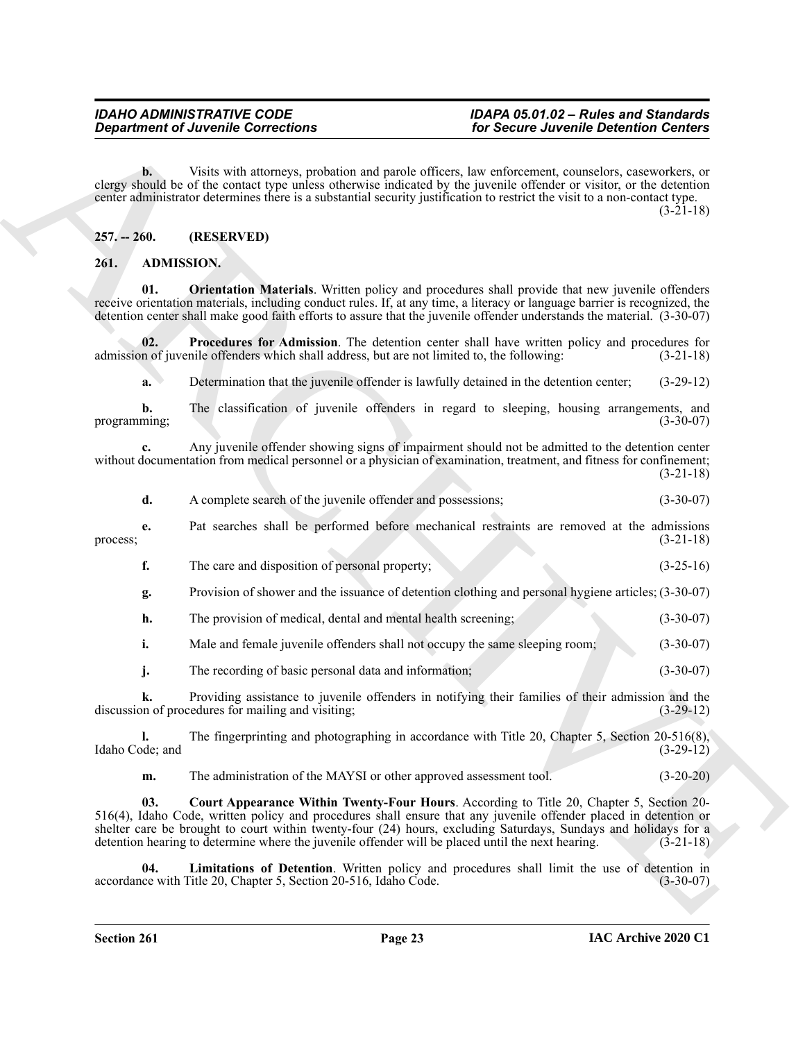**b.** Visits with attorneys, probation and parole officers, law enforcement, counselors, caseworkers, or clergy should be of the contact type unless otherwise indicated by the juvenile offender or visitor, or the detention center administrator determines there is a substantial security justification to restrict the visit to a non-contact type. (3-21-18)

## 257. -- 260. (RESERVED)

## 261. ADMISSION.

**01. Orientation Materials**. Written policy and procedures shall provide that new juvenile offenders receive orientation materials, including conduct rules. If, at any time, a literacy or language barrier is recognized, the detention center shall make good faith efforts to assure that the juvenile offender understands the material. (3-30-07)

**02. Procedures for Admission**. The detention center shall have written policy and procedures for admission of juvenile offenders which shall address, but are not limited to, the following: (3-21-18)

**a.** Determination that the juvenile offender is lawfully detained in the detention center; (3-29-12)

**b.** The classification of juvenile offenders in regard to sleeping, housing arrangements, and programming; (3-30-07)

**c.** Any juvenile offender showing signs of impairment should not be admitted to the detention center without documentation from medical personnel or a physician of examination, treatment, and fitness for confinement; (3-21-18)

**d.** A complete search of the juvenile offender and possessions; (3-30-07)

**e.** Pat searches shall be performed before mechanical restraints are removed at the admissions process; (3-21-18)

**f.** The care and disposition of personal property; (3-25-16)

**g.** Provision of shower and the issuance of detention clothing and personal hygiene articles; (3-30-07)

**h.** The provision of medical, dental and mental health screening; (3-30-07)

**i.** Male and female juvenile offenders shall not occupy the same sleeping room; (3-30-07)

**j.** The recording of basic personal data and information; (3-30-07)

**k.** Providing assistance to juvenile offenders in notifying their families of their admission and the discussion of procedures for mailing and visiting; (3-29-12)

**l.** The fingerprinting and photographing in accordance with Title 20, Chapter 5, Section 20-516(8), Idaho Code; and (3-29-12)

**m.** The administration of the MAYSI or other approved assessment tool. (3-20-20)

**03. Court Appearance Within Twenty-Four Hours**. According to Title 20, Chapter 5, Section 20-516(4), Idaho Code, written policy and procedures shall ensure that any juvenile offender placed in detention or shelter care be brought to court within twenty-four (24) hours, excluding Saturdays, Sundays and holidays for a detention hearing to determine where the juvenile offender will be placed until the next hearing. (3-21-18)

**04. Limitations of Detention**. Written policy and procedures shall limit the use of detention in accordance with Title 20, Chapter 5, Section 20-516, Idaho Code. (3-30-07)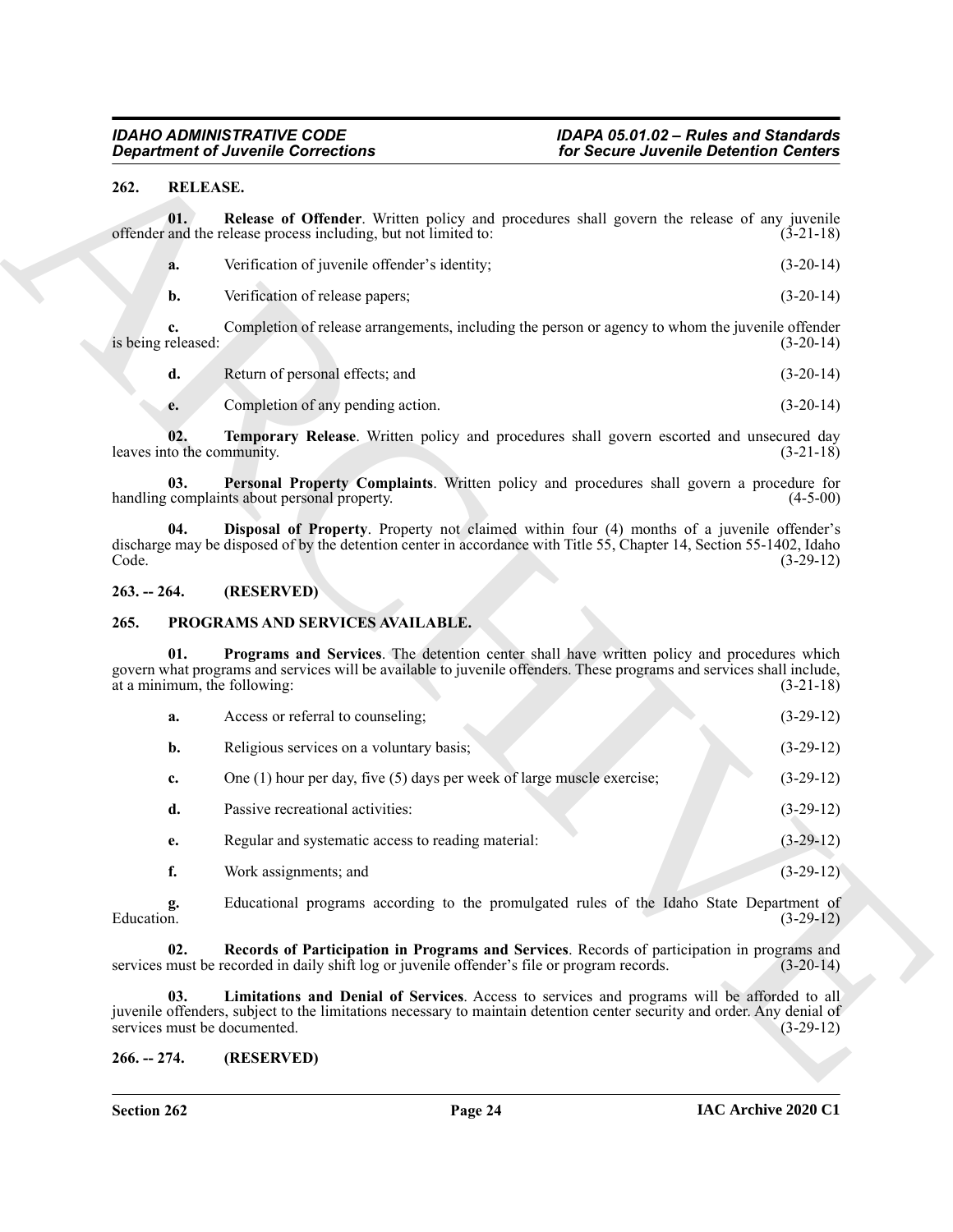## 262. RELEASE.

**01. Release of Offender**. Written policy and procedures shall govern the release of any juvenile offender and the release process including, but not limited to: (3-21-18)

**a.** Verification of juvenile offender's identity; (3-20-14)

**b.** Verification of release papers; (3-20-14)

**c.** Completion of release arrangements, including the person or agency to whom the juvenile offender is being released: (3-20-14)

**d.** Return of personal effects; and (3-20-14)

**e.** Completion of any pending action. (3-20-14)

**02. Temporary Release**. Written policy and procedures shall govern escorted and unsecured day leaves into the community. (3-21-18)

**03. Personal Property Complaints**. Written policy and procedures shall govern a procedure for handling complaints about personal property. (4-5-00)

**04. Disposal of Property**. Property not claimed within four (4) months of a juvenile offender's discharge may be disposed of by the detention center in accordance with Title 55, Chapter 14, Section 55-1402, Idaho Code. (3-29-12)

## 263. -- 264. (RESERVED)

## 265. PROGRAMS AND SERVICES AVAILABLE.

**01. Programs and Services**. The detention center shall have written policy and procedures which govern what programs and services will be available to juvenile offenders. These programs and services shall include, at a minimum, the following: (3-21-18)

**a.** Access or referral to counseling; (3-29-12)

**b.** Religious services on a voluntary basis; (3-29-12)

**c.** One (1) hour per day, five (5) days per week of large muscle exercise; (3-29-12)

**d.** Passive recreational activities: (3-29-12)

**e.** Regular and systematic access to reading material: (3-29-12)

**f.** Work assignments; and (3-29-12)

**g.** Educational programs according to the promulgated rules of the Idaho State Department of Education. (3-29-12)

**02. Records of Participation in Programs and Services**. Records of participation in programs and services must be recorded in daily shift log or juvenile offender's file or program records. (3-20-14)

**03. Limitations and Denial of Services**. Access to services and programs will be afforded to all juvenile offenders, subject to the limitations necessary to maintain detention center security and order. Any denial of services must be documented. (3-29-12)

## 266. -- 274. (RESERVED)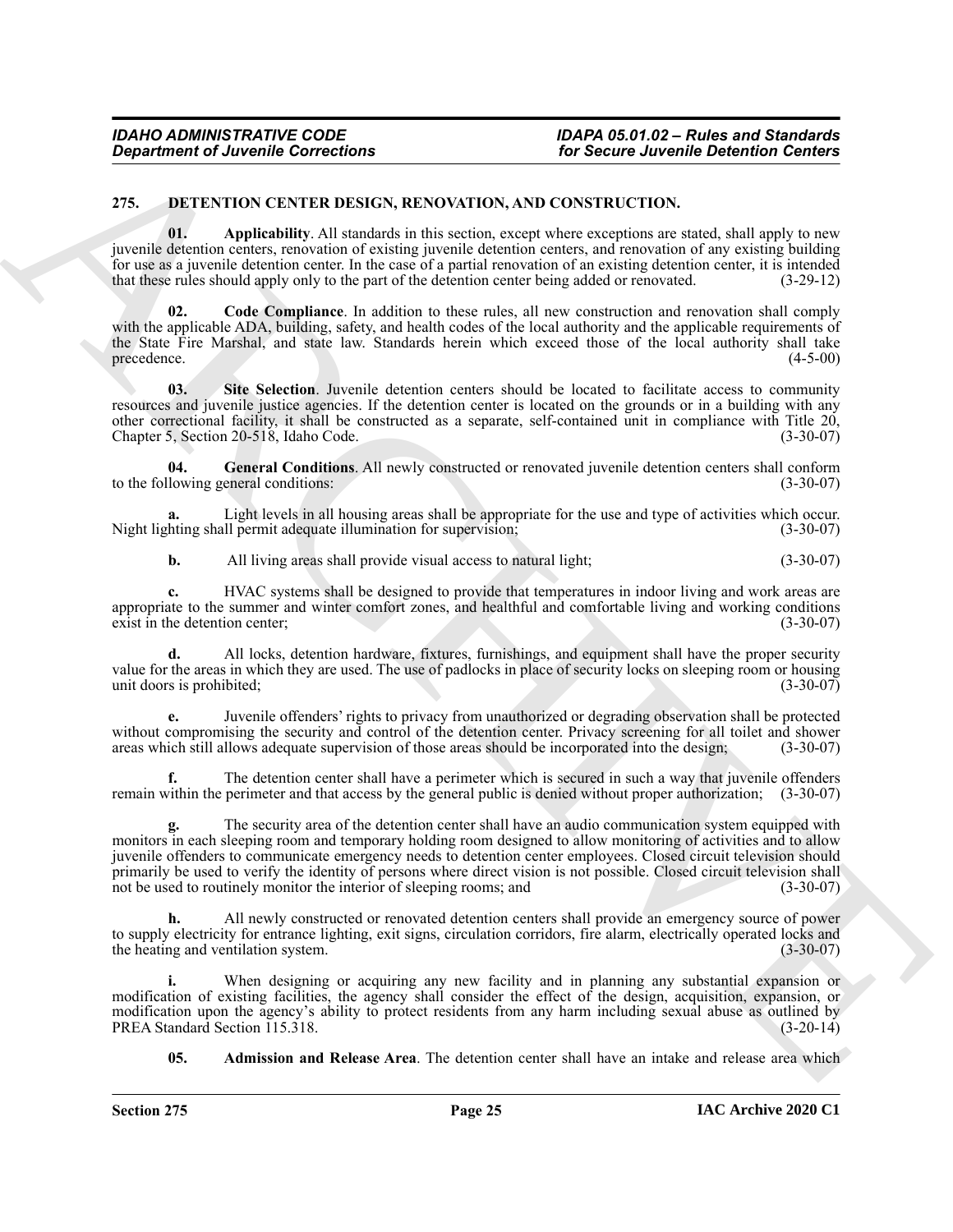## 275. DETENTION CENTER DESIGN, RENOVATION, AND CONSTRUCTION.

**01. Applicability**. All standards in this section, except where exceptions are stated, shall apply to new juvenile detention centers, renovation of existing juvenile detention centers, and renovation of any existing building for use as a juvenile detention center. In the case of a partial renovation of an existing detention center, it is intended that these rules should apply only to the part of the detention center being added or renovated. (3-29-12)

**02. Code Compliance**. In addition to these rules, all new construction and renovation shall comply with the applicable ADA, building, safety, and health codes of the local authority and the applicable requirements of the State Fire Marshal, and state law. Standards herein which exceed those of the local authority shall take precedence. (4-5-00)

**03. Site Selection**. Juvenile detention centers should be located to facilitate access to community resources and juvenile justice agencies. If the detention center is located on the grounds or in a building with any other correctional facility, it shall be constructed as a separate, self-contained unit in compliance with Title 20, Chapter 5, Section 20-518, Idaho Code. (3-30-07)

**04. General Conditions**. All newly constructed or renovated juvenile detention centers shall conform to the following general conditions: (3-30-07)

**a.** Light levels in all housing areas shall be appropriate for the use and type of activities which occur. Night lighting shall permit adequate illumination for supervision; (3-30-07)

**b.** All living areas shall provide visual access to natural light; (3-30-07)

**c.** HVAC systems shall be designed to provide that temperatures in indoor living and work areas are appropriate to the summer and winter comfort zones, and healthful and comfortable living and working conditions exist in the detention center; (3-30-07)

**d.** All locks, detention hardware, fixtures, furnishings, and equipment shall have the proper security value for the areas in which they are used. The use of padlocks in place of security locks on sleeping room or housing unit doors is prohibited; (3-30-07)

**e.** Juvenile offenders' rights to privacy from unauthorized or degrading observation shall be protected without compromising the security and control of the detention center. Privacy screening for all toilet and shower areas which still allows adequate supervision of those areas should be incorporated into the design; (3-30-07)

**f.** The detention center shall have a perimeter which is secured in such a way that juvenile offenders remain within the perimeter and that access by the general public is denied without proper authorization; (3-30-07)

**g.** The security area of the detention center shall have an audio communication system equipped with monitors in each sleeping room and temporary holding room designed to allow monitoring of activities and to allow juvenile offenders to communicate emergency needs to detention center employees. Closed circuit television should primarily be used to verify the identity of persons where direct vision is not possible. Closed circuit television shall not be used to routinely monitor the interior of sleeping rooms; and (3-30-07)

**h.** All newly constructed or renovated detention centers shall provide an emergency source of power to supply electricity for entrance lighting, exit signs, circulation corridors, fire alarm, electrically operated locks and the heating and ventilation system. (3-30-07)

**i.** When designing or acquiring any new facility and in planning any substantial expansion or modification of existing facilities, the agency shall consider the effect of the design, acquisition, expansion, or modification upon the agency's ability to protect residents from any harm including sexual abuse as outlined by PREA Standard Section 115.318. (3-20-14)

**05. Admission and Release Area**. The detention center shall have an intake and release area which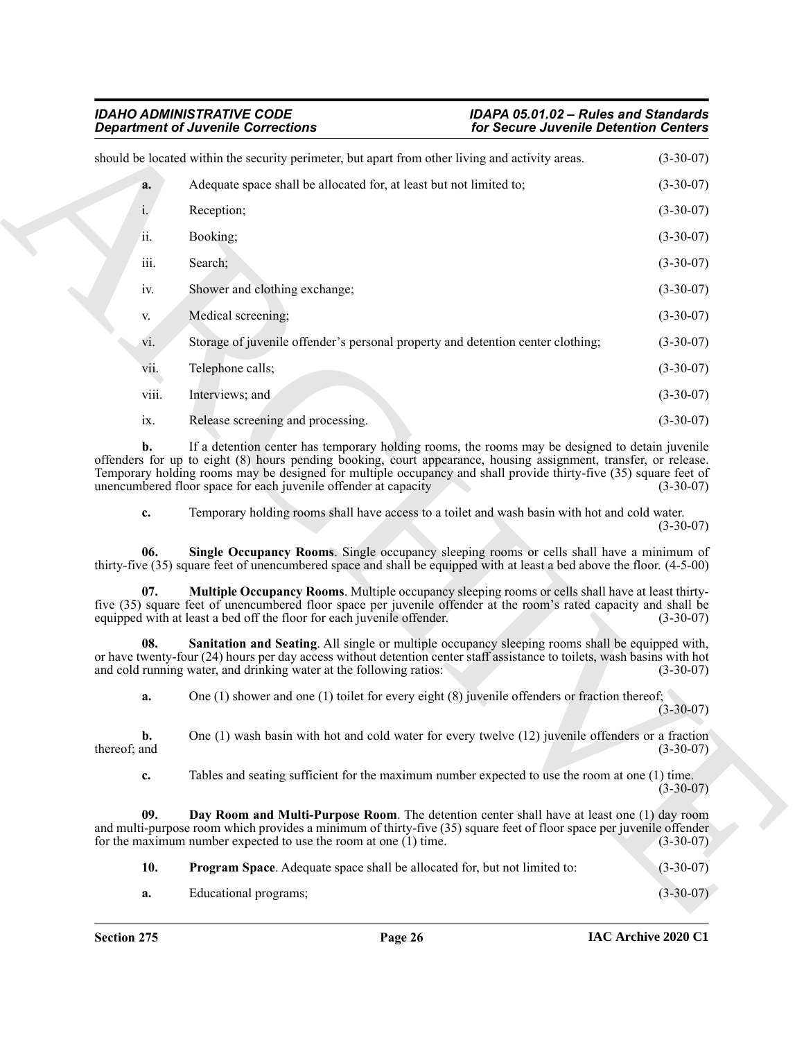should be located within the security perimeter, but apart from other living and activity areas. (3-30-07)

**a.** Adequate space shall be allocated for, at least but not limited to; (3-30-07)

i. Reception; (3-30-07)

ii. Booking; (3-30-07)

iii. Search; (3-30-07)

iv. Shower and clothing exchange; (3-30-07)

v. Medical screening; (3-30-07)

vi. Storage of juvenile offender's personal property and detention center clothing; (3-30-07)

vii. Telephone calls; (3-30-07)

viii. Interviews; and (3-30-07)

ix. Release screening and processing. (3-30-07)

**b.** If a detention center has temporary holding rooms, the rooms may be designed to detain juvenile offenders for up to eight (8) hours pending booking, court appearance, housing assignment, transfer, or release. Temporary holding rooms may be designed for multiple occupancy and shall provide thirty-five (35) square feet of unencumbered floor space for each juvenile offender at capacity (3-30-07)

**c.** Temporary holding rooms shall have access to a toilet and wash basin with hot and cold water. (3-30-07)

**06. Single Occupancy Rooms**. Single occupancy sleeping rooms or cells shall have a minimum of thirty-five (35) square feet of unencumbered space and shall be equipped with at least a bed above the floor. (4-5-00)

**07. Multiple Occupancy Rooms**. Multiple occupancy sleeping rooms or cells shall have at least thirty-five (35) square feet of unencumbered floor space per juvenile offender at the room's rated capacity and shall be equipped with at least a bed off the floor for each juvenile offender. (3-30-07)

**08. Sanitation and Seating**. All single or multiple occupancy sleeping rooms shall be equipped with, or have twenty-four (24) hours per day access without detention center staff assistance to toilets, wash basins with hot and cold running water, and drinking water at the following ratios: (3-30-07)

**a.** One (1) shower and one (1) toilet for every eight (8) juvenile offenders or fraction thereof; (3-30-07)

**b.** One (1) wash basin with hot and cold water for every twelve (12) juvenile offenders or a fraction thereof; and (3-30-07)

**c.** Tables and seating sufficient for the maximum number expected to use the room at one (1) time. (3-30-07)

**09. Day Room and Multi-Purpose Room**. The detention center shall have at least one (1) day room and multi-purpose room which provides a minimum of thirty-five (35) square feet of floor space per juvenile offender for the maximum number expected to use the room at one (1) time. (3-30-07)

**10. Program Space**. Adequate space shall be allocated for, but not limited to: (3-30-07)

**a.** Educational programs; (3-30-07)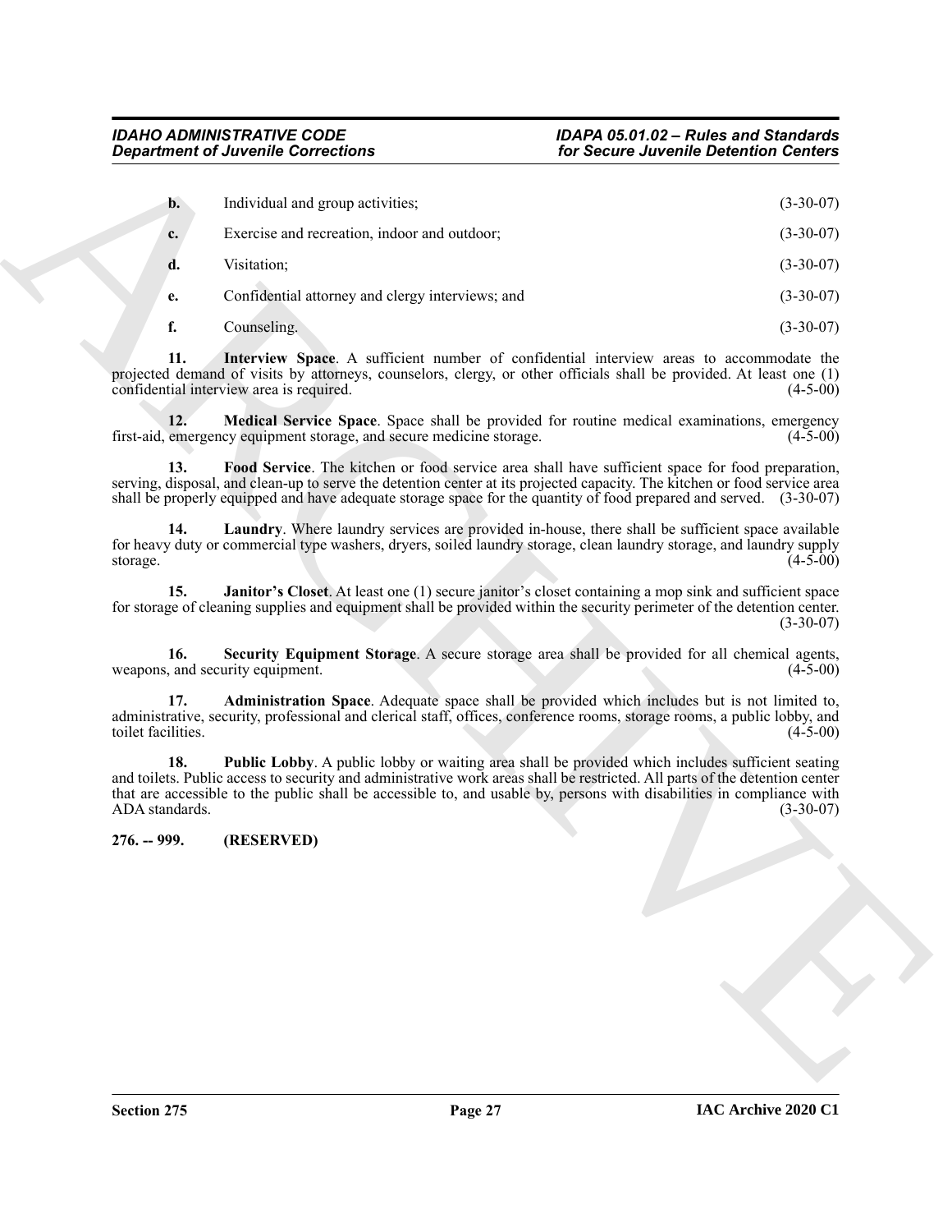**b.** Individual and group activities; (3-30-07)

**c.** Exercise and recreation, indoor and outdoor; (3-30-07)

**d.** Visitation; (3-30-07)

**e.** Confidential attorney and clergy interviews; and (3-30-07)

**f.** Counseling. (3-30-07)

**11. Interview Space**. A sufficient number of confidential interview areas to accommodate the projected demand of visits by attorneys, counselors, clergy, or other officials shall be provided. At least one (1) confidential interview area is required. (4-5-00)

**12. Medical Service Space**. Space shall be provided for routine medical examinations, emergency first-aid, emergency equipment storage, and secure medicine storage. (4-5-00)

**13. Food Service**. The kitchen or food service area shall have sufficient space for food preparation, serving, disposal, and clean-up to serve the detention center at its projected capacity. The kitchen or food service area shall be properly equipped and have adequate storage space for the quantity of food prepared and served. (3-30-07)

**14. Laundry**. Where laundry services are provided in-house, there shall be sufficient space available for heavy duty or commercial type washers, dryers, soiled laundry storage, clean laundry storage, and laundry supply storage. (4-5-00)

**15. Janitor's Closet**. At least one (1) secure janitor's closet containing a mop sink and sufficient space for storage of cleaning supplies and equipment shall be provided within the security perimeter of the detention center. (3-30-07)

**16. Security Equipment Storage**. A secure storage area shall be provided for all chemical agents, weapons, and security equipment. (4-5-00)

**17. Administration Space**. Adequate space shall be provided which includes but is not limited to, administrative, security, professional and clerical staff, offices, conference rooms, storage rooms, a public lobby, and toilet facilities. (4-5-00)

**18. Public Lobby**. A public lobby or waiting area shall be provided which includes sufficient seating and toilets. Public access to security and administrative work areas shall be restricted. All parts of the detention center that are accessible to the public shall be accessible to, and usable by, persons with disabilities in compliance with ADA standards. (3-30-07)

**276. -- 999. (RESERVED)**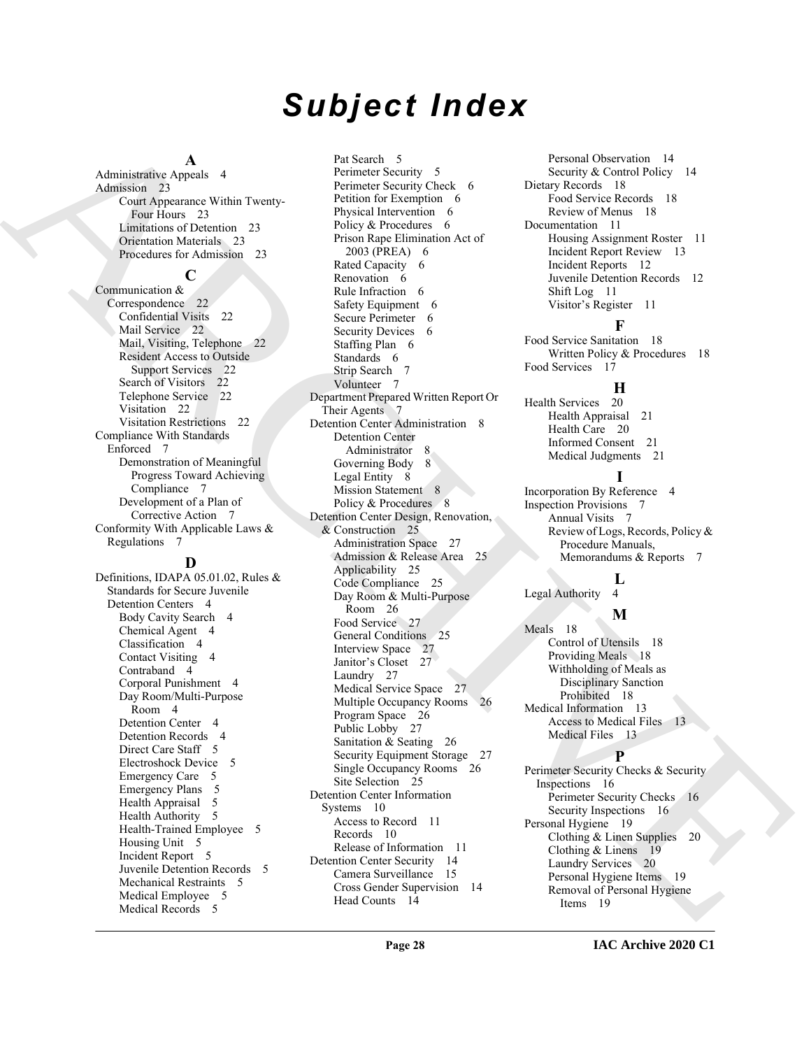# Subject Index

**A**

Administrative Appeals 4
Admission 23
- Court Appearance Within Twenty-Four Hours 23
- Limitations of Detention 23
- Orientation Materials 23
- Procedures for Admission 23

**C**

Communication & Correspondence 22
- Confidential Visits 22
- Mail Service 22
- Mail, Visiting, Telephone 22
- Resident Access to Outside Support Services 22
- Search of Visitors 22
- Telephone Service 22
- Visitation 22
- Visitation Restrictions 22

Compliance With Standards Enforced 7
- Demonstration of Meaningful Progress Toward Achieving Compliance 7
- Development of a Plan of Corrective Action 7

Conformity With Applicable Laws & Regulations 7

**D**

Definitions, IDAPA 05.01.02, Rules & Standards for Secure Juvenile Detention Centers 4
- Body Cavity Search 4
- Chemical Agent 4
- Classification 4
- Contact Visiting 4
- Contraband 4
- Corporal Punishment 4
- Day Room/Multi-Purpose Room 4
- Detention Center 4
- Detention Records 4
- Direct Care Staff 5
- Electroshock Device 5
- Emergency Care 5
- Emergency Plans 5
- Health Appraisal 5
- Health Authority 5
- Health-Trained Employee 5
- Housing Unit 5
- Incident Report 5
- Juvenile Detention Records 5
- Mechanical Restraints 5
- Medical Employee 5
- Medical Records 5
- Pat Search 5
- Perimeter Security 5
- Perimeter Security Check 6
- Petition for Exemption 6
- Physical Intervention 6
- Policy & Procedures 6
- Prison Rape Elimination Act of 2003 (PREA) 6
- Rated Capacity 6
- Renovation 6
- Rule Infraction 6
- Safety Equipment 6
- Secure Perimeter 6
- Security Devices 6
- Staffing Plan 6
- Standards 6
- Strip Search 7
- Volunteer 7

Department Prepared Written Report Or Their Agents 7

Detention Center Administration 8
- Detention Center Administrator 8
- Governing Body 8
- Legal Entity 8
- Mission Statement 8
- Policy & Procedures 8

Detention Center Design, Renovation, & Construction 25
- Administration Space 27
- Admission & Release Area 25
- Applicability 25
- Code Compliance 25
- Day Room & Multi-Purpose Room 26
- Food Service 27
- General Conditions 25
- Interview Space 27
- Janitor's Closet 27
- Laundry 27
- Medical Service Space 27
- Multiple Occupancy Rooms 26
- Program Space 26
- Public Lobby 27
- Sanitation & Seating 26
- Security Equipment Storage 27
- Single Occupancy Rooms 26
- Site Selection 25

Detention Center Information Systems 10
- Access to Record 11
- Records 10
- Release of Information 11

Detention Center Security 14
- Camera Surveillance 15
- Cross Gender Supervision 14
- Head Counts 14
- Personal Observation 14
- Security & Control Policy 14

Dietary Records 18
- Food Service Records 18
- Review of Menus 18

Documentation 11
- Housing Assignment Roster 11
- Incident Report Review 13
- Incident Reports 12
- Juvenile Detention Records 12
- Shift Log 11
- Visitor's Register 11

**F**

Food Service Sanitation 18
- Written Policy & Procedures 18

Food Services 17

**H**

Health Services 20
- Health Appraisal 21
- Health Care 20
- Informed Consent 21
- Medical Judgments 21

**I**

Incorporation By Reference 4
Inspection Provisions 7
- Annual Visits 7
- Review of Logs, Records, Policy & Procedure Manuals, Memorandums & Reports 7

**L**

Legal Authority 4

**M**

Meals 18
- Control of Utensils 18
- Providing Meals 18
- Withholding of Meals as Disciplinary Sanction Prohibited 18

Medical Information 13
- Access to Medical Files 13
- Medical Files 13

**P**

Perimeter Security Checks & Security Inspections 16
- Perimeter Security Checks 16
- Security Inspections 16

Personal Hygiene 19
- Clothing & Linen Supplies 20
- Clothing & Linens 19
- Laundry Services 20
- Personal Hygiene Items 19
- Removal of Personal Hygiene Items 19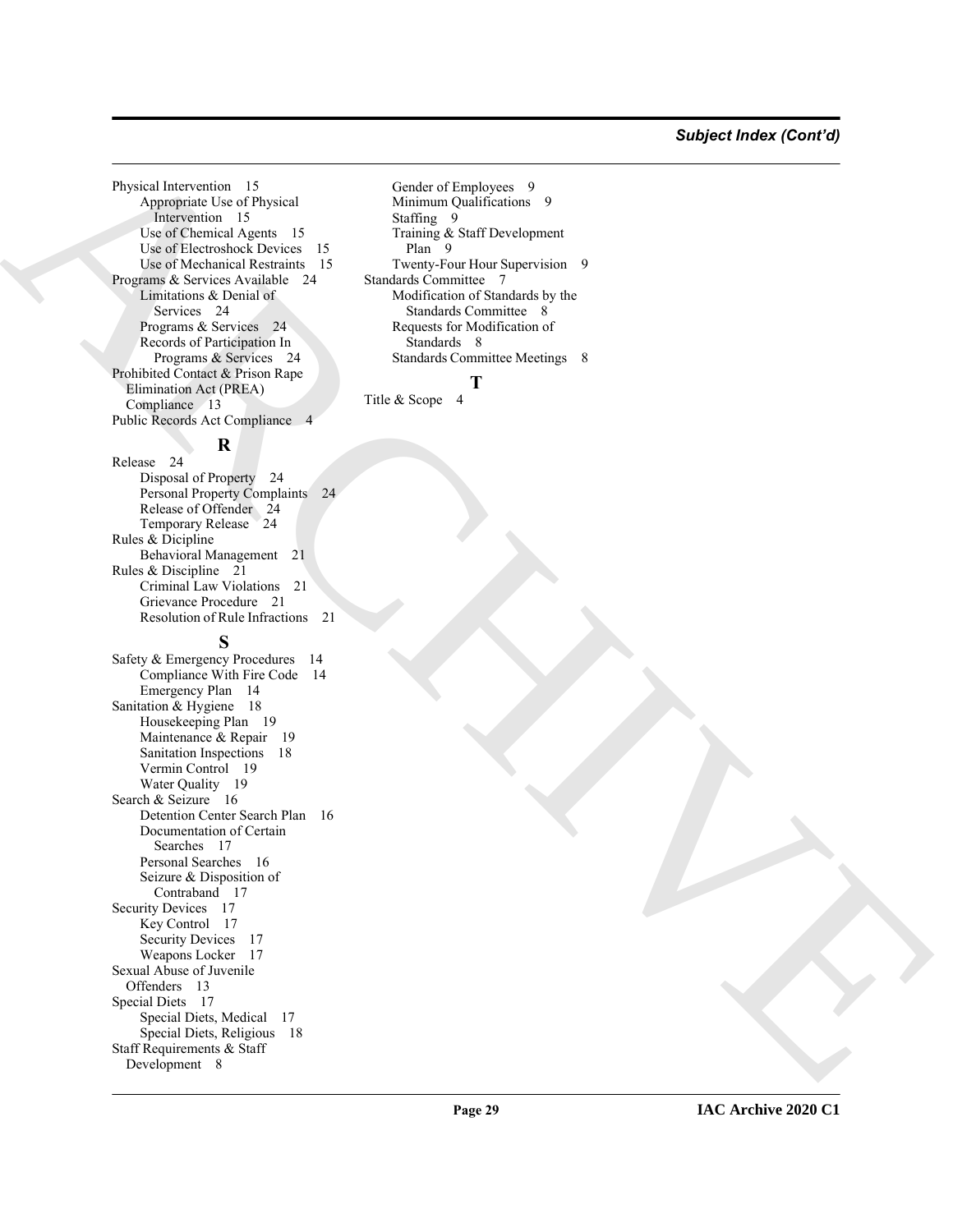Physical Intervention 15
- Appropriate Use of Physical Intervention 15
- Use of Chemical Agents 15
- Use of Electroshock Devices 15
- Use of Mechanical Restraints 15

Programs & Services Available 24
- Limitations & Denial of Services 24
- Programs & Services 24
- Records of Participation In Programs & Services 24

Prohibited Contact & Prison Rape Elimination Act (PREA) Compliance 13

Public Records Act Compliance 4

## R

Release 24
- Disposal of Property 24
- Personal Property Complaints 24
- Release of Offender 24
- Temporary Release 24

Rules & Dicipline
- Behavioral Management 21

Rules & Discipline 21
- Criminal Law Violations 21
- Grievance Procedure 21
- Resolution of Rule Infractions 21

## S

Safety & Emergency Procedures 14
- Compliance With Fire Code 14
- Emergency Plan 14

Sanitation & Hygiene 18
- Housekeeping Plan 19
- Maintenance & Repair 19
- Sanitation Inspections 18
- Vermin Control 19
- Water Quality 19

Search & Seizure 16
- Detention Center Search Plan 16
- Documentation of Certain Searches 17
- Personal Searches 16
- Seizure & Disposition of Contraband 17

Security Devices 17
- Key Control 17
- Security Devices 17
- Weapons Locker 17

Sexual Abuse of Juvenile Offenders 13

Special Diets 17
- Special Diets, Medical 17
- Special Diets, Religious 18

Staff Requirements & Staff Development 8
- Gender of Employees 9
- Minimum Qualifications 9
- Staffing 9
- Training & Staff Development Plan 9
- Twenty-Four Hour Supervision 9

Standards Committee 7
- Modification of Standards by the Standards Committee 8
- Requests for Modification of Standards 8
- Standards Committee Meetings 8

## T

Title & Scope 4